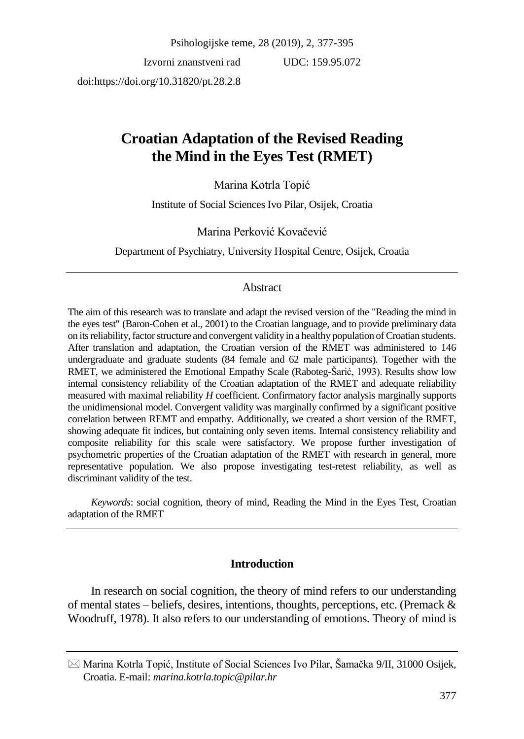Izvorni znanstveni rad UDC: 159.95.072

doi:https://doi.org/10.31820/pt.28.2.8

# Croatian Adaptation of the Revised Reading the Mind in the Eyes Test (RMET)

Marina Kotrla Topić

Institute of Social Sciences Ivo Pilar, Osijek, Croatia

Marina Perković Kovačević

Department of Psychiatry, University Hospital Centre, Osijek, Croatia

## Abstract

The aim of this research was to translate and adapt the revised version of the "Reading the mind in the eyes test" (Baron-Cohen et al., 2001) to the Croatian language, and to provide preliminary data on its reliability, factor structure and convergent validity in a healthy population of Croatian students. After translation and adaptation, the Croatian version of the RMET was administered to 146 undergraduate and graduate students (84 female and 62 male participants). Together with the RMET, we administered the Emotional Empathy Scale (Raboteg-Šarić, 1993). Results show low internal consistency reliability of the Croatian adaptation of the RMET and adequate reliability measured with maximal reliability *H* coefficient. Confirmatory factor analysis marginally supports the unidimensional model. Convergent validity was marginally confirmed by a significant positive correlation between REMT and empathy. Additionally, we created a short version of the RMET, showing adequate fit indices, but containing only seven items. Internal consistency reliability and composite reliability for this scale were satisfactory. We propose further investigation of psychometric properties of the Croatian adaptation of the RMET with research in general, more representative population. We also propose investigating test-retest reliability, as well as discriminant validity of the test.

*Keywords*: social cognition, theory of mind, Reading the Mind in the Eyes Test, Croatian adaptation of the RMET

## Introduction

In research on social cognition, the theory of mind refers to our understanding of mental states – beliefs, desires, intentions, thoughts, perceptions, etc. (Premack & Woodruff, 1978). It also refers to our understanding of emotions. Theory of mind is

---

✉ Marina Kotrla Topić, Institute of Social Sciences Ivo Pilar, Šamačka 9/II, 31000 Osijek, Croatia. E-mail: *marina.kotrla.topic@pilar.hr*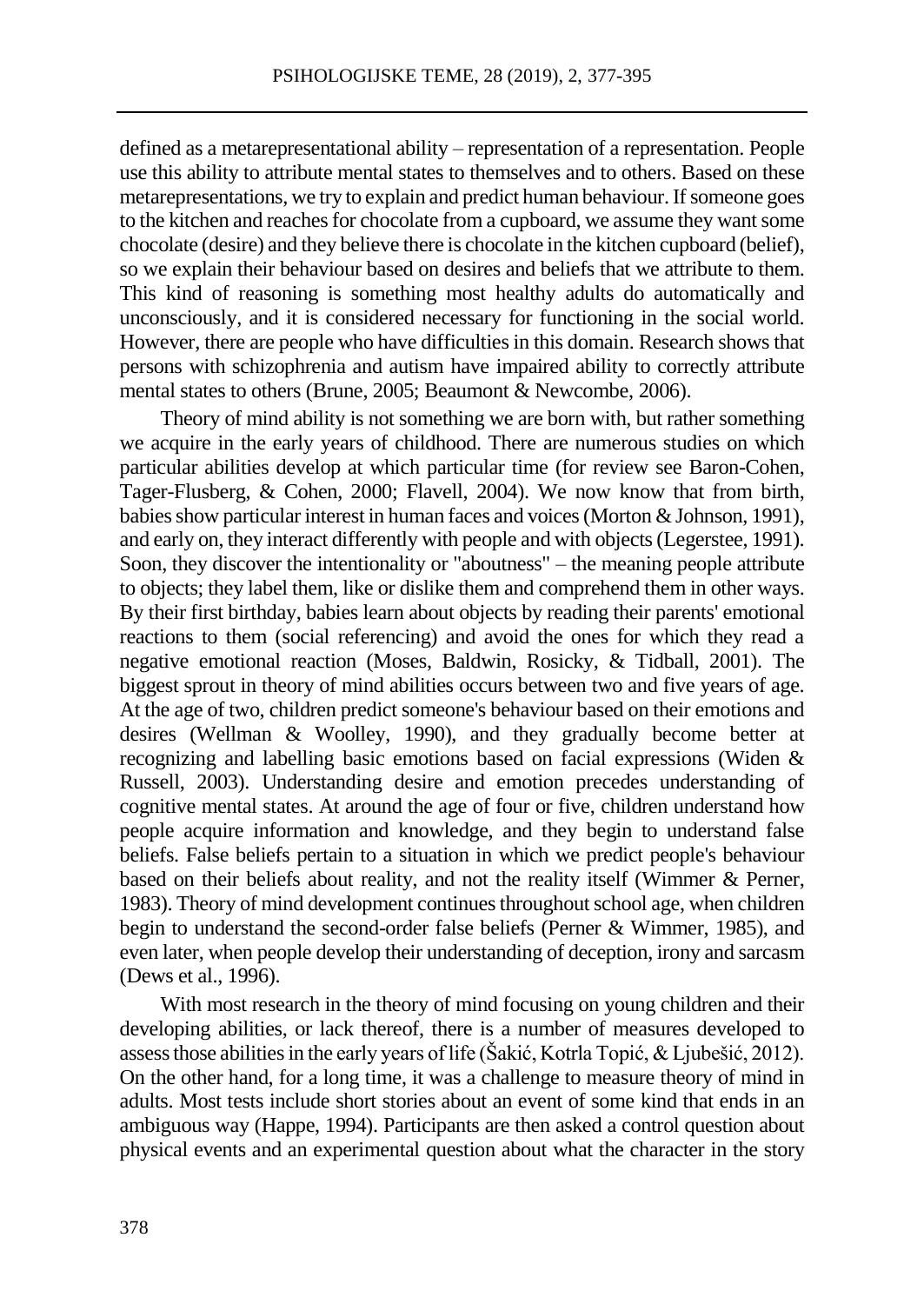defined as a metarepresentational ability – representation of a representation. People use this ability to attribute mental states to themselves and to others. Based on these metarepresentations, we try to explain and predict human behaviour. If someone goes to the kitchen and reaches for chocolate from a cupboard, we assume they want some chocolate (desire) and they believe there is chocolate in the kitchen cupboard (belief), so we explain their behaviour based on desires and beliefs that we attribute to them. This kind of reasoning is something most healthy adults do automatically and unconsciously, and it is considered necessary for functioning in the social world. However, there are people who have difficulties in this domain. Research shows that persons with schizophrenia and autism have impaired ability to correctly attribute mental states to others (Brune, 2005; Beaumont & Newcombe, 2006).

Theory of mind ability is not something we are born with, but rather something we acquire in the early years of childhood. There are numerous studies on which particular abilities develop at which particular time (for review see Baron-Cohen, Tager-Flusberg, & Cohen, 2000; Flavell, 2004). We now know that from birth, babies show particular interest in human faces and voices (Morton & Johnson, 1991), and early on, they interact differently with people and with objects (Legerstee, 1991). Soon, they discover the intentionality or "aboutness" – the meaning people attribute to objects; they label them, like or dislike them and comprehend them in other ways. By their first birthday, babies learn about objects by reading their parents' emotional reactions to them (social referencing) and avoid the ones for which they read a negative emotional reaction (Moses, Baldwin, Rosicky, & Tidball, 2001). The biggest sprout in theory of mind abilities occurs between two and five years of age. At the age of two, children predict someone's behaviour based on their emotions and desires (Wellman & Woolley, 1990), and they gradually become better at recognizing and labelling basic emotions based on facial expressions (Widen & Russell, 2003). Understanding desire and emotion precedes understanding of cognitive mental states. At around the age of four or five, children understand how people acquire information and knowledge, and they begin to understand false beliefs. False beliefs pertain to a situation in which we predict people's behaviour based on their beliefs about reality, and not the reality itself (Wimmer & Perner, 1983). Theory of mind development continues throughout school age, when children begin to understand the second-order false beliefs (Perner & Wimmer, 1985), and even later, when people develop their understanding of deception, irony and sarcasm (Dews et al., 1996).

With most research in the theory of mind focusing on young children and their developing abilities, or lack thereof, there is a number of measures developed to assess those abilities in the early years of life (Šakić, Kotrla Topić, & Ljubešić, 2012). On the other hand, for a long time, it was a challenge to measure theory of mind in adults. Most tests include short stories about an event of some kind that ends in an ambiguous way (Happe, 1994). Participants are then asked a control question about physical events and an experimental question about what the character in the story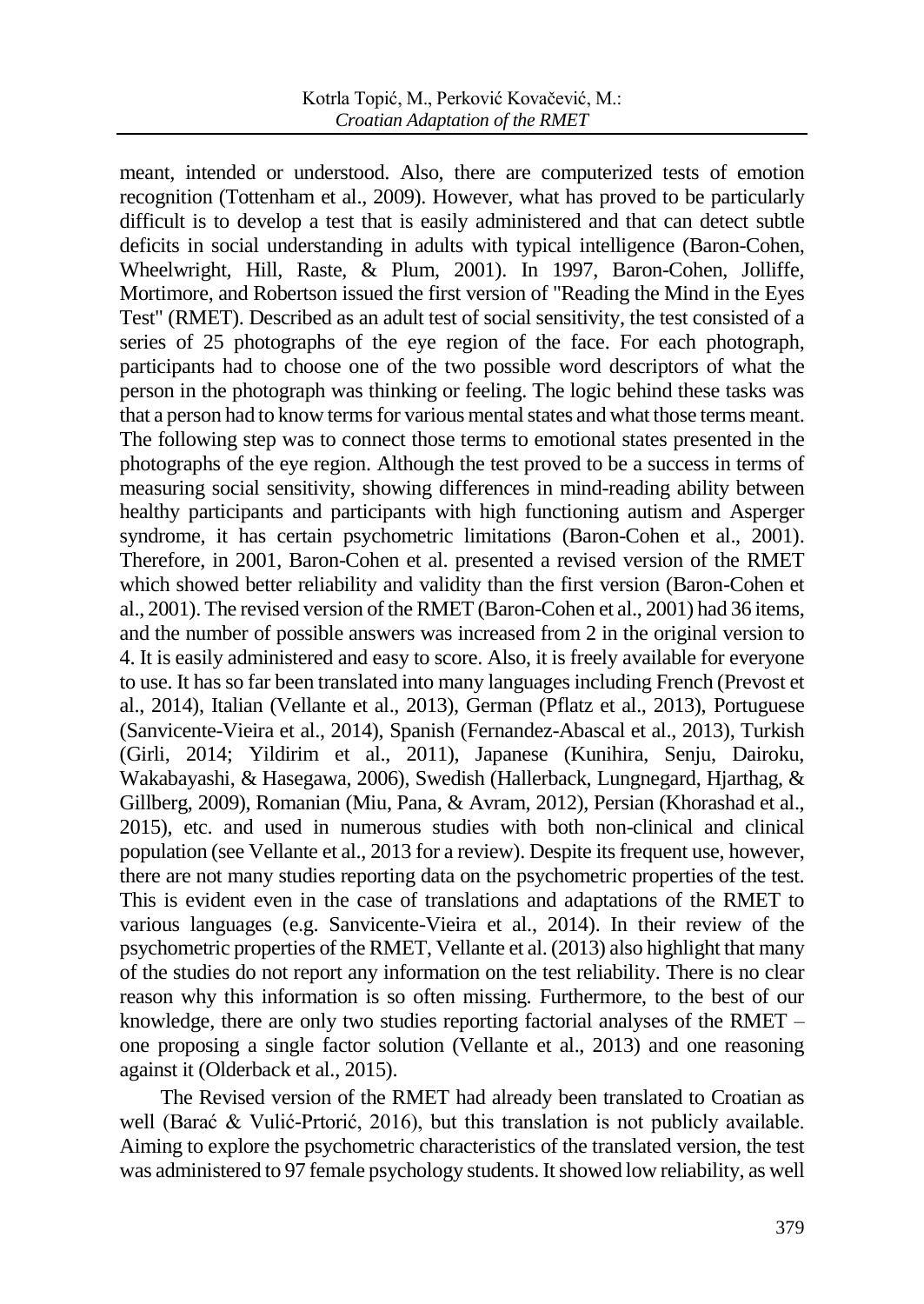meant, intended or understood. Also, there are computerized tests of emotion recognition (Tottenham et al., 2009). However, what has proved to be particularly difficult is to develop a test that is easily administered and that can detect subtle deficits in social understanding in adults with typical intelligence (Baron-Cohen, Wheelwright, Hill, Raste, & Plum, 2001). In 1997, Baron-Cohen, Jolliffe, Mortimore, and Robertson issued the first version of "Reading the Mind in the Eyes Test" (RMET). Described as an adult test of social sensitivity, the test consisted of a series of 25 photographs of the eye region of the face. For each photograph, participants had to choose one of the two possible word descriptors of what the person in the photograph was thinking or feeling. The logic behind these tasks was that a person had to know terms for various mental states and what those terms meant. The following step was to connect those terms to emotional states presented in the photographs of the eye region. Although the test proved to be a success in terms of measuring social sensitivity, showing differences in mind-reading ability between healthy participants and participants with high functioning autism and Asperger syndrome, it has certain psychometric limitations (Baron-Cohen et al., 2001). Therefore, in 2001, Baron-Cohen et al. presented a revised version of the RMET which showed better reliability and validity than the first version (Baron-Cohen et al., 2001). The revised version of the RMET (Baron-Cohen et al., 2001) had 36 items, and the number of possible answers was increased from 2 in the original version to 4. It is easily administered and easy to score. Also, it is freely available for everyone to use. It has so far been translated into many languages including French (Prevost et al., 2014), Italian (Vellante et al., 2013), German (Pflatz et al., 2013), Portuguese (Sanvicente-Vieira et al., 2014), Spanish (Fernandez-Abascal et al., 2013), Turkish (Girli, 2014; Yildirim et al., 2011), Japanese (Kunihira, Senju, Dairoku, Wakabayashi, & Hasegawa, 2006), Swedish (Hallerback, Lungnegard, Hjarthag, & Gillberg, 2009), Romanian (Miu, Pana, & Avram, 2012), Persian (Khorashad et al., 2015), etc. and used in numerous studies with both non-clinical and clinical population (see Vellante et al., 2013 for a review). Despite its frequent use, however, there are not many studies reporting data on the psychometric properties of the test. This is evident even in the case of translations and adaptations of the RMET to various languages (e.g. Sanvicente-Vieira et al., 2014). In their review of the psychometric properties of the RMET, Vellante et al. (2013) also highlight that many of the studies do not report any information on the test reliability. There is no clear reason why this information is so often missing. Furthermore, to the best of our knowledge, there are only two studies reporting factorial analyses of the RMET – one proposing a single factor solution (Vellante et al., 2013) and one reasoning against it (Olderback et al., 2015).

The Revised version of the RMET had already been translated to Croatian as well (Barać & Vulić-Prtorić, 2016), but this translation is not publicly available. Aiming to explore the psychometric characteristics of the translated version, the test was administered to 97 female psychology students. It showed low reliability, as well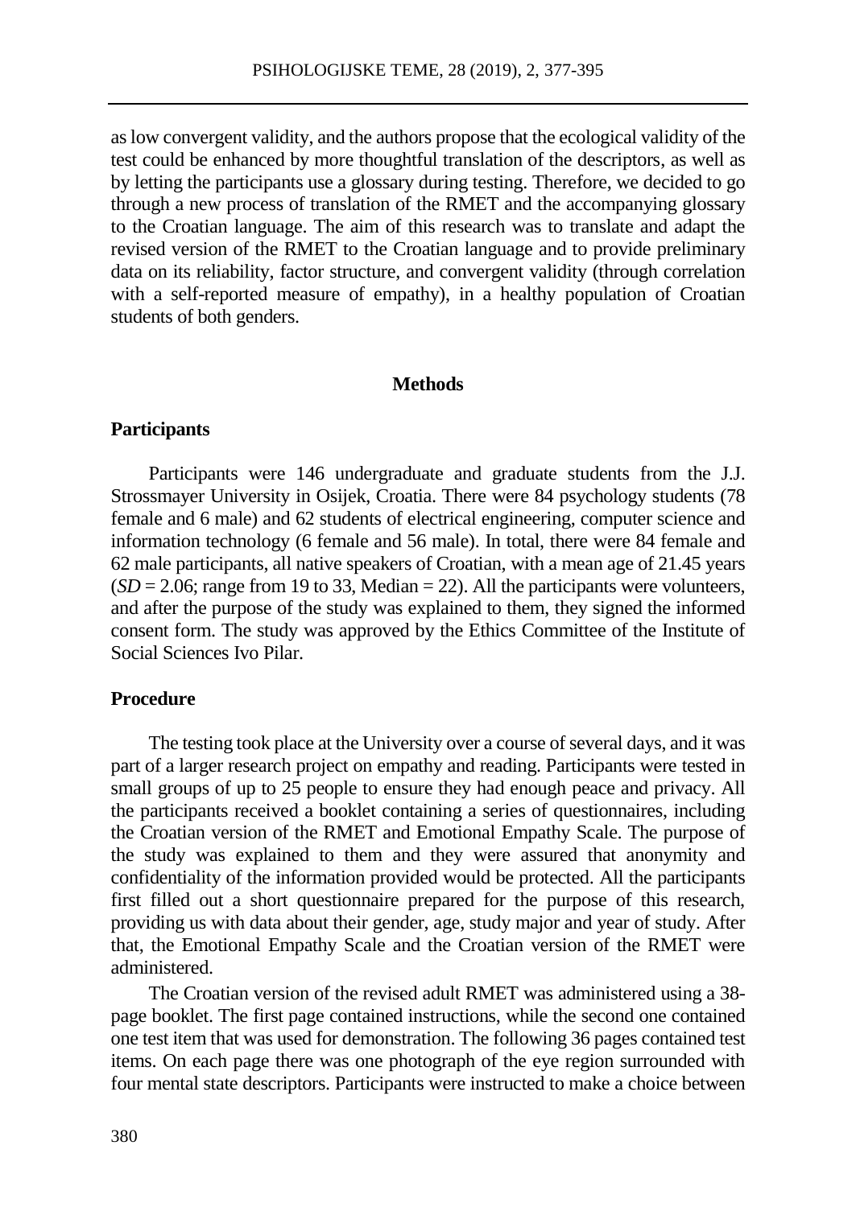as low convergent validity, and the authors propose that the ecological validity of the test could be enhanced by more thoughtful translation of the descriptors, as well as by letting the participants use a glossary during testing. Therefore, we decided to go through a new process of translation of the RMET and the accompanying glossary to the Croatian language. The aim of this research was to translate and adapt the revised version of the RMET to the Croatian language and to provide preliminary data on its reliability, factor structure, and convergent validity (through correlation with a self-reported measure of empathy), in a healthy population of Croatian students of both genders.

## Methods

### Participants

Participants were 146 undergraduate and graduate students from the J.J. Strossmayer University in Osijek, Croatia. There were 84 psychology students (78 female and 6 male) and 62 students of electrical engineering, computer science and information technology (6 female and 56 male). In total, there were 84 female and 62 male participants, all native speakers of Croatian, with a mean age of 21.45 years (*SD* = 2.06; range from 19 to 33, Median = 22). All the participants were volunteers, and after the purpose of the study was explained to them, they signed the informed consent form. The study was approved by the Ethics Committee of the Institute of Social Sciences Ivo Pilar.

### Procedure

The testing took place at the University over a course of several days, and it was part of a larger research project on empathy and reading. Participants were tested in small groups of up to 25 people to ensure they had enough peace and privacy. All the participants received a booklet containing a series of questionnaires, including the Croatian version of the RMET and Emotional Empathy Scale. The purpose of the study was explained to them and they were assured that anonymity and confidentiality of the information provided would be protected. All the participants first filled out a short questionnaire prepared for the purpose of this research, providing us with data about their gender, age, study major and year of study. After that, the Emotional Empathy Scale and the Croatian version of the RMET were administered.

The Croatian version of the revised adult RMET was administered using a 38-page booklet. The first page contained instructions, while the second one contained one test item that was used for demonstration. The following 36 pages contained test items. On each page there was one photograph of the eye region surrounded with four mental state descriptors. Participants were instructed to make a choice between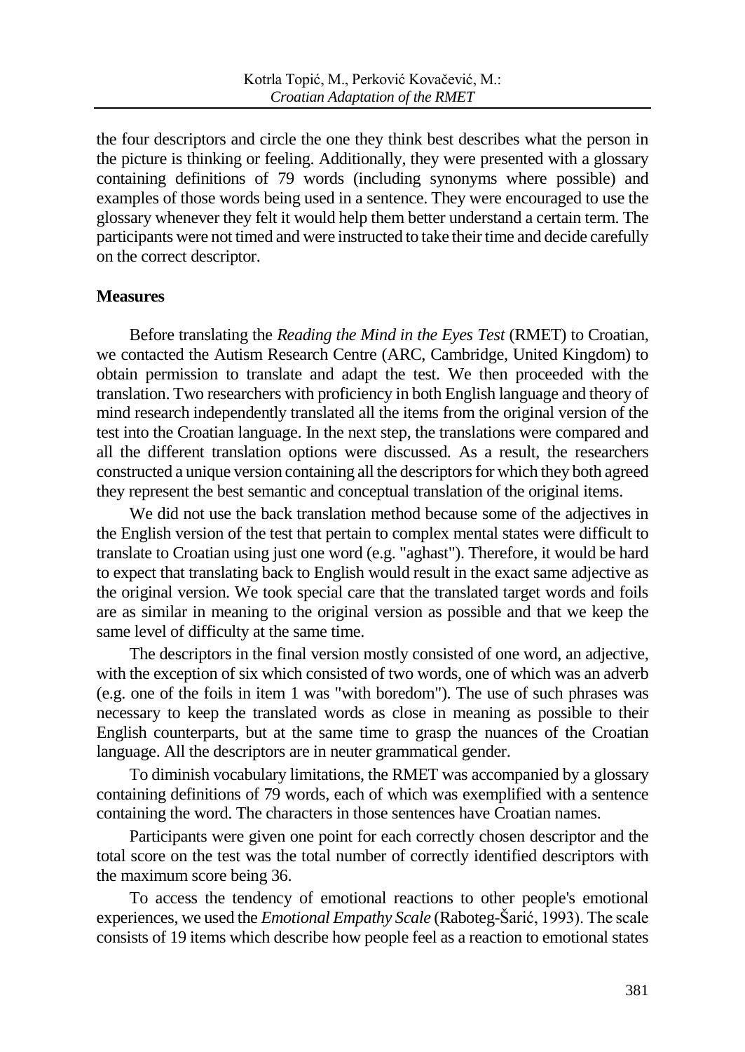the four descriptors and circle the one they think best describes what the person in the picture is thinking or feeling. Additionally, they were presented with a glossary containing definitions of 79 words (including synonyms where possible) and examples of those words being used in a sentence. They were encouraged to use the glossary whenever they felt it would help them better understand a certain term. The participants were not timed and were instructed to take their time and decide carefully on the correct descriptor.

**Measures**

Before translating the *Reading the Mind in the Eyes Test* (RMET) to Croatian, we contacted the Autism Research Centre (ARC, Cambridge, United Kingdom) to obtain permission to translate and adapt the test. We then proceeded with the translation. Two researchers with proficiency in both English language and theory of mind research independently translated all the items from the original version of the test into the Croatian language. In the next step, the translations were compared and all the different translation options were discussed. As a result, the researchers constructed a unique version containing all the descriptors for which they both agreed they represent the best semantic and conceptual translation of the original items.

We did not use the back translation method because some of the adjectives in the English version of the test that pertain to complex mental states were difficult to translate to Croatian using just one word (e.g. "aghast"). Therefore, it would be hard to expect that translating back to English would result in the exact same adjective as the original version. We took special care that the translated target words and foils are as similar in meaning to the original version as possible and that we keep the same level of difficulty at the same time.

The descriptors in the final version mostly consisted of one word, an adjective, with the exception of six which consisted of two words, one of which was an adverb (e.g. one of the foils in item 1 was "with boredom"). The use of such phrases was necessary to keep the translated words as close in meaning as possible to their English counterparts, but at the same time to grasp the nuances of the Croatian language. All the descriptors are in neuter grammatical gender.

To diminish vocabulary limitations, the RMET was accompanied by a glossary containing definitions of 79 words, each of which was exemplified with a sentence containing the word. The characters in those sentences have Croatian names.

Participants were given one point for each correctly chosen descriptor and the total score on the test was the total number of correctly identified descriptors with the maximum score being 36.

To access the tendency of emotional reactions to other people's emotional experiences, we used the *Emotional Empathy Scale* (Raboteg-Šarić, 1993). The scale consists of 19 items which describe how people feel as a reaction to emotional states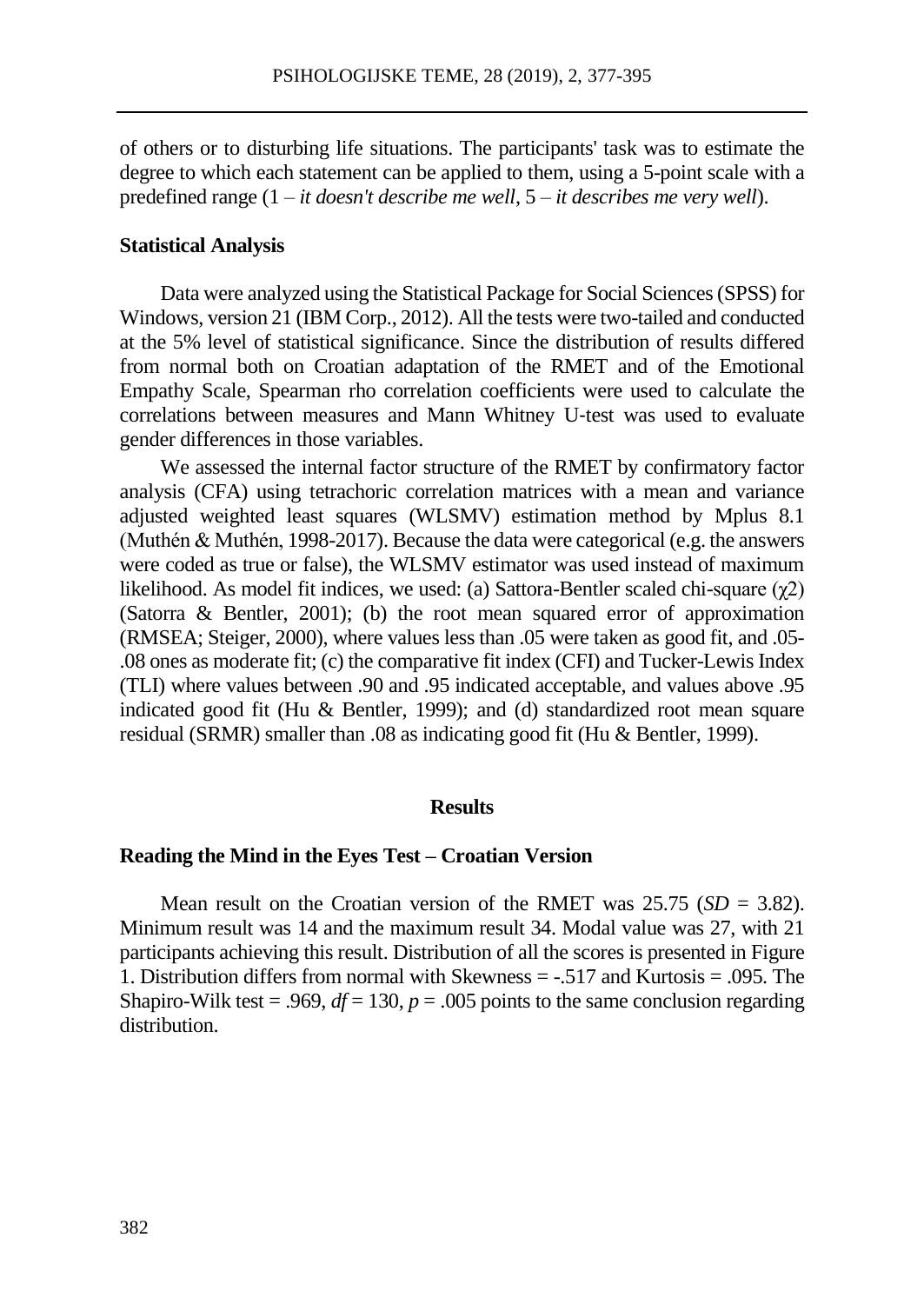of others or to disturbing life situations. The participants' task was to estimate the degree to which each statement can be applied to them, using a 5-point scale with a predefined range (1 – *it doesn't describe me well*, 5 – *it describes me very well*).

### Statistical Analysis

Data were analyzed using the Statistical Package for Social Sciences (SPSS) for Windows, version 21 (IBM Corp., 2012). All the tests were two-tailed and conducted at the 5% level of statistical significance. Since the distribution of results differed from normal both on Croatian adaptation of the RMET and of the Emotional Empathy Scale, Spearman rho correlation coefficients were used to calculate the correlations between measures and Mann Whitney U-test was used to evaluate gender differences in those variables.

We assessed the internal factor structure of the RMET by confirmatory factor analysis (CFA) using tetrachoric correlation matrices with a mean and variance adjusted weighted least squares (WLSMV) estimation method by Mplus 8.1 (Muthén & Muthén, 1998-2017). Because the data were categorical (e.g. the answers were coded as true or false), the WLSMV estimator was used instead of maximum likelihood. As model fit indices, we used: (a) Sattora-Bentler scaled chi-square ($\chi 2$) (Satorra & Bentler, 2001); (b) the root mean squared error of approximation (RMSEA; Steiger, 2000), where values less than .05 were taken as good fit, and .05-.08 ones as moderate fit; (c) the comparative fit index (CFI) and Tucker-Lewis Index (TLI) where values between .90 and .95 indicated acceptable, and values above .95 indicated good fit (Hu & Bentler, 1999); and (d) standardized root mean square residual (SRMR) smaller than .08 as indicating good fit (Hu & Bentler, 1999).

## Results

### Reading the Mind in the Eyes Test – Croatian Version

Mean result on the Croatian version of the RMET was 25.75 ($SD$ = 3.82). Minimum result was 14 and the maximum result 34. Modal value was 27, with 21 participants achieving this result. Distribution of all the scores is presented in Figure 1. Distribution differs from normal with Skewness = -.517 and Kurtosis = .095. The Shapiro-Wilk test = .969, $df$ = 130, $p$ = .005 points to the same conclusion regarding distribution.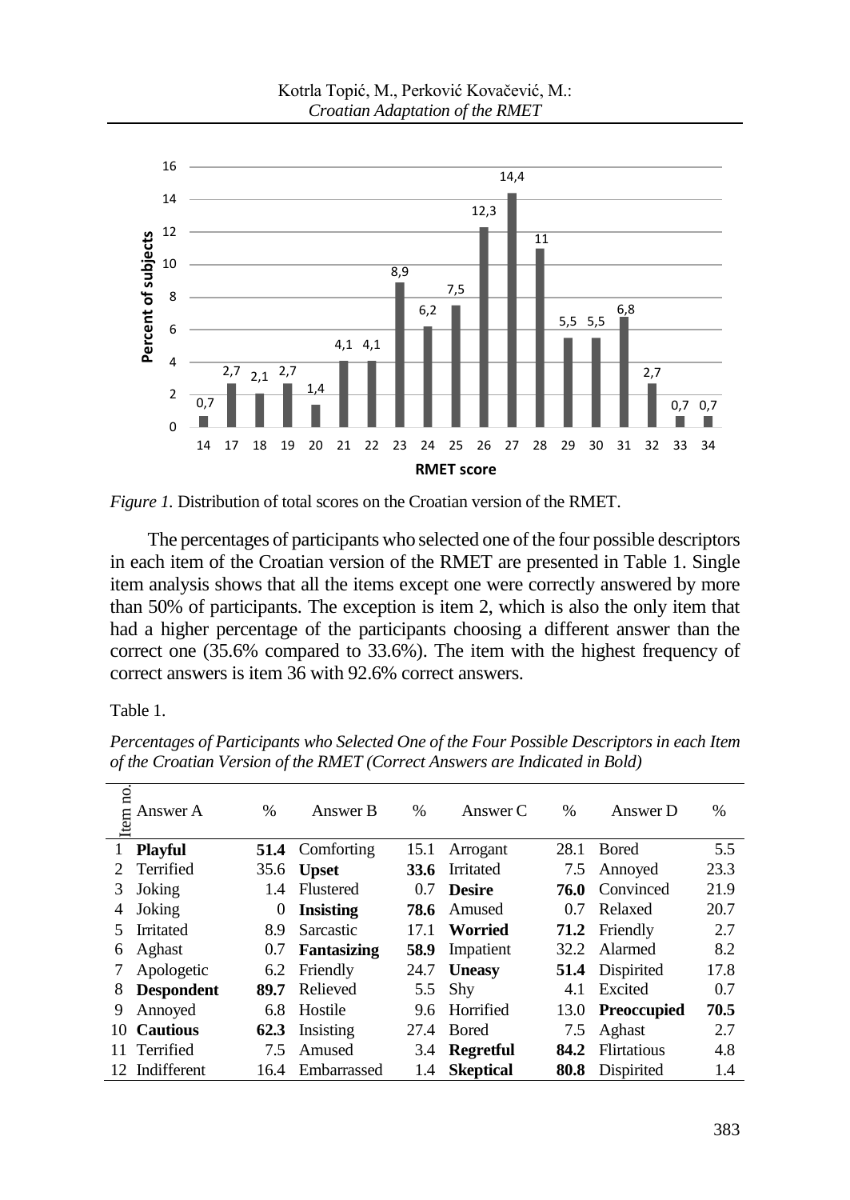*Figure 1.* Distribution of total scores on the Croatian version of the RMET.

The percentages of participants who selected one of the four possible descriptors in each item of the Croatian version of the RMET are presented in Table 1. Single item analysis shows that all the items except one were correctly answered by more than 50% of participants. The exception is item 2, which is also the only item that had a higher percentage of the participants choosing a different answer than the correct one (35.6% compared to 33.6%). The item with the highest frequency of correct answers is item 36 with 92.6% correct answers.

Table 1.

*Percentages of Participants who Selected One of the Four Possible Descriptors in each Item of the Croatian Version of the RMET (Correct Answers are Indicated in Bold)*

| Item no. | Answer A | % | Answer B | % | Answer C | % | Answer D | % |
|---|---|---|---|---|---|---|---|---|
| 1 | **Playful** | **51.4** | Comforting | 15.1 | Arrogant | 28.1 | Bored | 5.5 |
| 2 | Terrified | 35.6 | **Upset** | **33.6** | Irritated | 7.5 | Annoyed | 23.3 |
| 3 | Joking | 1.4 | Flustered | 0.7 | **Desire** | **76.0** | Convinced | 21.9 |
| 4 | Joking | 0 | **Insisting** | **78.6** | Amused | 0.7 | Relaxed | 20.7 |
| 5 | Irritated | 8.9 | Sarcastic | 17.1 | **Worried** | **71.2** | Friendly | 2.7 |
| 6 | Aghast | 0.7 | **Fantasizing** | **58.9** | Impatient | 32.2 | Alarmed | 8.2 |
| 7 | Apologetic | 6.2 | Friendly | 24.7 | **Uneasy** | **51.4** | Dispirited | 17.8 |
| 8 | **Despondent** | **89.7** | Relieved | 5.5 | Shy | 4.1 | Excited | 0.7 |
| 9 | Annoyed | 6.8 | Hostile | 9.6 | Horrified | 13.0 | **Preoccupied** | **70.5** |
| 10 | **Cautious** | **62.3** | Insisting | 27.4 | Bored | 7.5 | Aghast | 2.7 |
| 11 | Terrified | 7.5 | Amused | 3.4 | **Regretful** | **84.2** | Flirtatious | 4.8 |
| 12 | Indifferent | 16.4 | Embarrassed | 1.4 | **Skeptical** | **80.8** | Dispirited | 1.4 |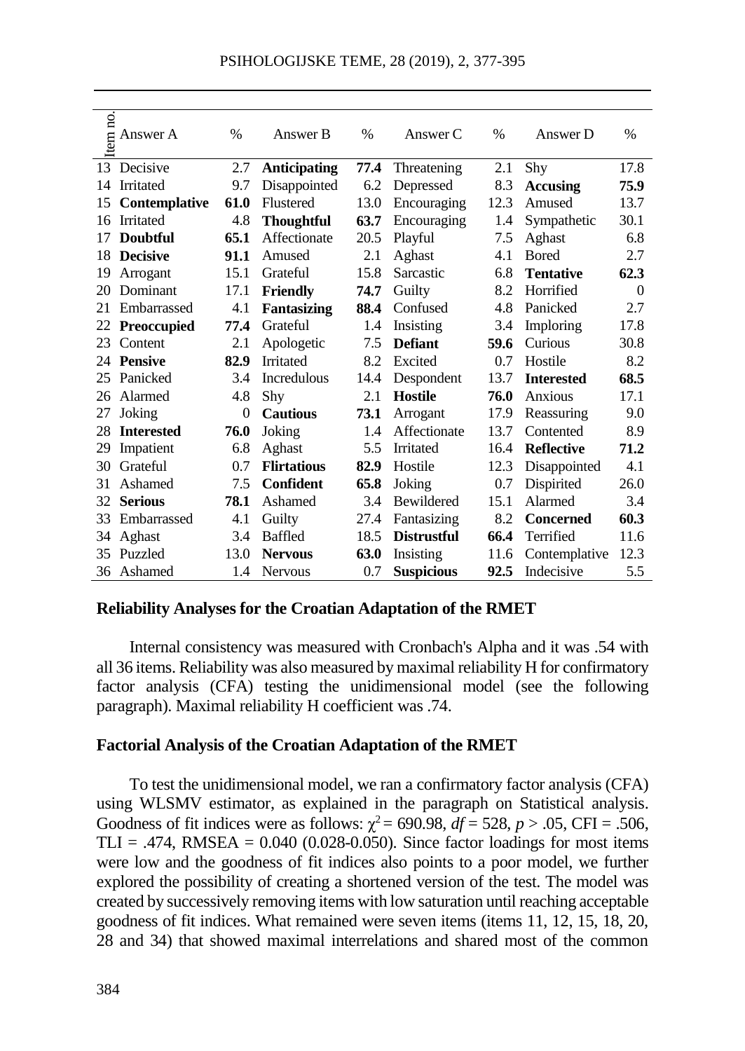| Item no. | Answer A | % | Answer B | % | Answer C | % | Answer D | % |
|---|---|---|---|---|---|---|---|---|
| 13 | Decisive | 2.7 | **Anticipating** | **77.4** | Threatening | 2.1 | Shy | 17.8 |
| 14 | Irritated | 9.7 | Disappointed | 6.2 | Depressed | 8.3 | **Accusing** | **75.9** |
| 15 | **Contemplative** | **61.0** | Flustered | 13.0 | Encouraging | 12.3 | Amused | 13.7 |
| 16 | Irritated | 4.8 | **Thoughtful** | **63.7** | Encouraging | 1.4 | Sympathetic | 30.1 |
| 17 | **Doubtful** | **65.1** | Affectionate | 20.5 | Playful | 7.5 | Aghast | 6.8 |
| 18 | **Decisive** | **91.1** | Amused | 2.1 | Aghast | 4.1 | Bored | 2.7 |
| 19 | Arrogant | 15.1 | Grateful | 15.8 | Sarcastic | 6.8 | **Tentative** | **62.3** |
| 20 | Dominant | 17.1 | **Friendly** | **74.7** | Guilty | 8.2 | Horrified | 0 |
| 21 | Embarrassed | 4.1 | **Fantasizing** | **88.4** | Confused | 4.8 | Panicked | 2.7 |
| 22 | **Preoccupied** | **77.4** | Grateful | 1.4 | Insisting | 3.4 | Imploring | 17.8 |
| 23 | Content | 2.1 | Apologetic | 7.5 | **Defiant** | **59.6** | Curious | 30.8 |
| 24 | **Pensive** | **82.9** | Irritated | 8.2 | Excited | 0.7 | Hostile | 8.2 |
| 25 | Panicked | 3.4 | Incredulous | 14.4 | Despondent | 13.7 | **Interested** | **68.5** |
| 26 | Alarmed | 4.8 | Shy | 2.1 | **Hostile** | **76.0** | Anxious | 17.1 |
| 27 | Joking | 0 | **Cautious** | **73.1** | Arrogant | 17.9 | Reassuring | 9.0 |
| 28 | **Interested** | **76.0** | Joking | 1.4 | Affectionate | 13.7 | Contented | 8.9 |
| 29 | Impatient | 6.8 | Aghast | 5.5 | Irritated | 16.4 | **Reflective** | **71.2** |
| 30 | Grateful | 0.7 | **Flirtatious** | **82.9** | Hostile | 12.3 | Disappointed | 4.1 |
| 31 | Ashamed | 7.5 | **Confident** | **65.8** | Joking | 0.7 | Dispirited | 26.0 |
| 32 | **Serious** | **78.1** | Ashamed | 3.4 | Bewildered | 15.1 | Alarmed | 3.4 |
| 33 | Embarrassed | 4.1 | Guilty | 27.4 | Fantasizing | 8.2 | **Concerned** | **60.3** |
| 34 | Aghast | 3.4 | Baffled | 18.5 | **Distrustful** | **66.4** | Terrified | 11.6 |
| 35 | Puzzled | 13.0 | **Nervous** | **63.0** | Insisting | 11.6 | Contemplative | 12.3 |
| 36 | Ashamed | 1.4 | Nervous | 0.7 | **Suspicious** | **92.5** | Indecisive | 5.5 |

### Reliability Analyses for the Croatian Adaptation of the RMET

Internal consistency was measured with Cronbach's Alpha and it was .54 with all 36 items. Reliability was also measured by maximal reliability H for confirmatory factor analysis (CFA) testing the unidimensional model (see the following paragraph). Maximal reliability H coefficient was .74.

### Factorial Analysis of the Croatian Adaptation of the RMET

To test the unidimensional model, we ran a confirmatory factor analysis (CFA) using WLSMV estimator, as explained in the paragraph on Statistical analysis. Goodness of fit indices were as follows: $\chi^2 = 690.98$, $df = 528$, $p > .05$, CFI = .506, TLI = .474, RMSEA = 0.040 (0.028-0.050). Since factor loadings for most items were low and the goodness of fit indices also points to a poor model, we further explored the possibility of creating a shortened version of the test. The model was created by successively removing items with low saturation until reaching acceptable goodness of fit indices. What remained were seven items (items 11, 12, 15, 18, 20, 28 and 34) that showed maximal interrelations and shared most of the common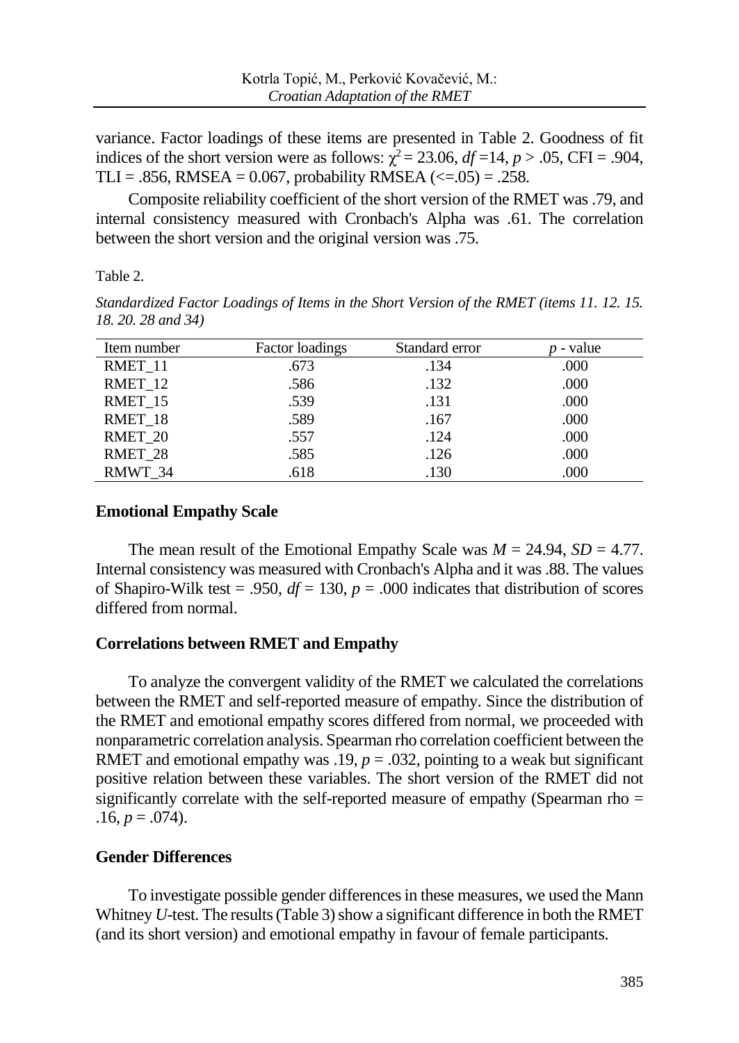variance. Factor loadings of these items are presented in Table 2. Goodness of fit indices of the short version were as follows: $\chi^2 = 23.06$, $df = 14$, $p > .05$, CFI = .904, TLI = .856, RMSEA = 0.067, probability RMSEA (<=.05) = .258.

Composite reliability coefficient of the short version of the RMET was .79, and internal consistency measured with Cronbach's Alpha was .61. The correlation between the short version and the original version was .75.

Table 2.

*Standardized Factor Loadings of Items in the Short Version of the RMET (items 11. 12. 15. 18. 20. 28 and 34)*

| Item number | Factor loadings | Standard error | *p* - value |
|---|---|---|---|
| RMET_11 | .673 | .134 | .000 |
| RMET_12 | .586 | .132 | .000 |
| RMET_15 | .539 | .131 | .000 |
| RMET_18 | .589 | .167 | .000 |
| RMET_20 | .557 | .124 | .000 |
| RMET_28 | .585 | .126 | .000 |
| RMWT_34 | .618 | .130 | .000 |

## Emotional Empathy Scale

The mean result of the Emotional Empathy Scale was $M = 24.94$, $SD = 4.77$. Internal consistency was measured with Cronbach's Alpha and it was .88. The values of Shapiro-Wilk test = .950, $df = 130$, $p = .000$ indicates that distribution of scores differed from normal.

## Correlations between RMET and Empathy

To analyze the convergent validity of the RMET we calculated the correlations between the RMET and self-reported measure of empathy. Since the distribution of the RMET and emotional empathy scores differed from normal, we proceeded with nonparametric correlation analysis. Spearman rho correlation coefficient between the RMET and emotional empathy was .19, $p = .032$, pointing to a weak but significant positive relation between these variables. The short version of the RMET did not significantly correlate with the self-reported measure of empathy (Spearman rho = .16, $p = .074$).

## Gender Differences

To investigate possible gender differences in these measures, we used the Mann Whitney *U*-test. The results (Table 3) show a significant difference in both the RMET (and its short version) and emotional empathy in favour of female participants.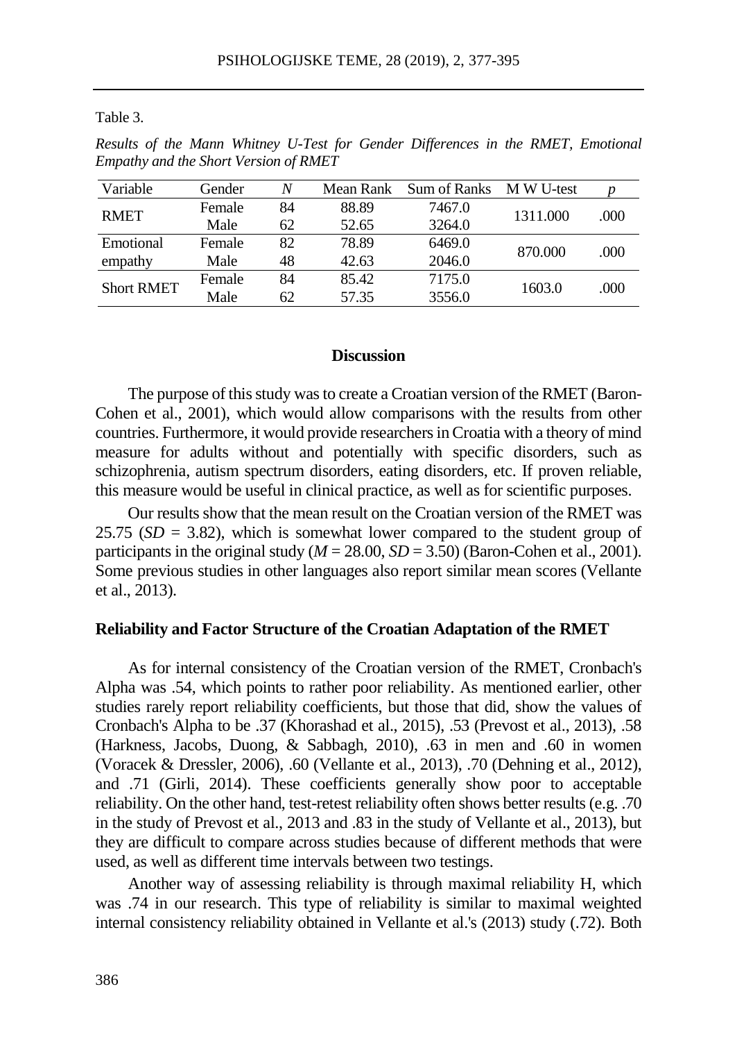Table 3.

*Results of the Mann Whitney U-Test for Gender Differences in the RMET, Emotional Empathy and the Short Version of RMET*

| Variable | Gender | *N* | Mean Rank | Sum of Ranks | M W U-test | *p* |
|---|---|---|---|---|---|---|
| RMET | Female | 84 | 88.89 | 7467.0 | 1311.000 | .000 |
| | Male | 62 | 52.65 | 3264.0 | | |
| Emotional empathy | Female | 82 | 78.89 | 6469.0 | 870.000 | .000 |
| | Male | 48 | 42.63 | 2046.0 | | |
| Short RMET | Female | 84 | 85.42 | 7175.0 | 1603.0 | .000 |
| | Male | 62 | 57.35 | 3556.0 | | |

## Discussion

The purpose of this study was to create a Croatian version of the RMET (Baron-Cohen et al., 2001), which would allow comparisons with the results from other countries. Furthermore, it would provide researchers in Croatia with a theory of mind measure for adults without and potentially with specific disorders, such as schizophrenia, autism spectrum disorders, eating disorders, etc. If proven reliable, this measure would be useful in clinical practice, as well as for scientific purposes.

Our results show that the mean result on the Croatian version of the RMET was 25.75 (*SD* = 3.82), which is somewhat lower compared to the student group of participants in the original study (*M* = 28.00, *SD* = 3.50) (Baron-Cohen et al., 2001). Some previous studies in other languages also report similar mean scores (Vellante et al., 2013).

### Reliability and Factor Structure of the Croatian Adaptation of the RMET

As for internal consistency of the Croatian version of the RMET, Cronbach's Alpha was .54, which points to rather poor reliability. As mentioned earlier, other studies rarely report reliability coefficients, but those that did, show the values of Cronbach's Alpha to be .37 (Khorashad et al., 2015), .53 (Prevost et al., 2013), .58 (Harkness, Jacobs, Duong, & Sabbagh, 2010), .63 in men and .60 in women (Voracek & Dressler, 2006), .60 (Vellante et al., 2013), .70 (Dehning et al., 2012), and .71 (Girli, 2014). These coefficients generally show poor to acceptable reliability. On the other hand, test-retest reliability often shows better results (e.g. .70 in the study of Prevost et al., 2013 and .83 in the study of Vellante et al., 2013), but they are difficult to compare across studies because of different methods that were used, as well as different time intervals between two testings.

Another way of assessing reliability is through maximal reliability H, which was .74 in our research. This type of reliability is similar to maximal weighted internal consistency reliability obtained in Vellante et al.'s (2013) study (.72). Both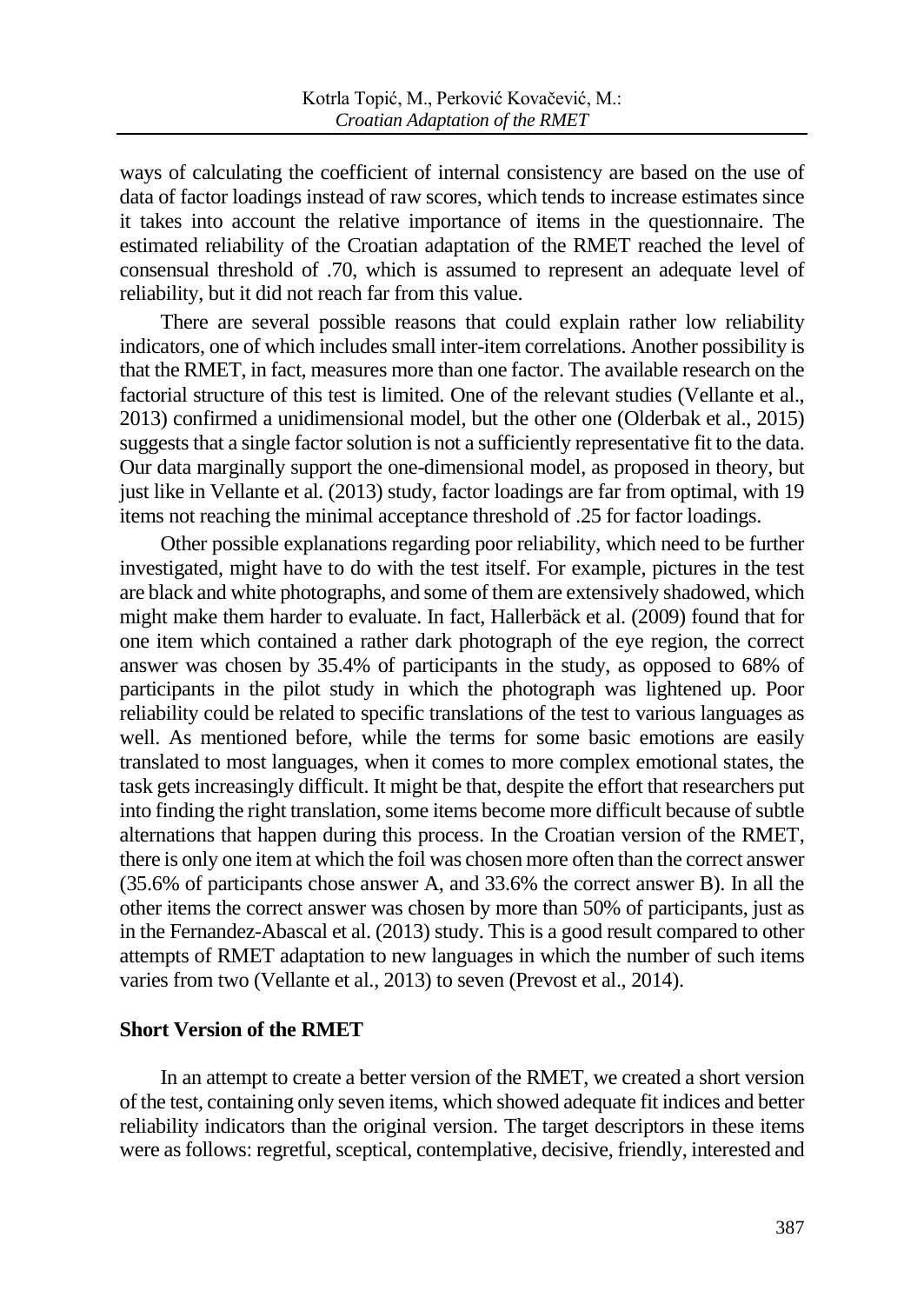ways of calculating the coefficient of internal consistency are based on the use of data of factor loadings instead of raw scores, which tends to increase estimates since it takes into account the relative importance of items in the questionnaire. The estimated reliability of the Croatian adaptation of the RMET reached the level of consensual threshold of .70, which is assumed to represent an adequate level of reliability, but it did not reach far from this value.

There are several possible reasons that could explain rather low reliability indicators, one of which includes small inter-item correlations. Another possibility is that the RMET, in fact, measures more than one factor. The available research on the factorial structure of this test is limited. One of the relevant studies (Vellante et al., 2013) confirmed a unidimensional model, but the other one (Olderbak et al., 2015) suggests that a single factor solution is not a sufficiently representative fit to the data. Our data marginally support the one-dimensional model, as proposed in theory, but just like in Vellante et al. (2013) study, factor loadings are far from optimal, with 19 items not reaching the minimal acceptance threshold of .25 for factor loadings.

Other possible explanations regarding poor reliability, which need to be further investigated, might have to do with the test itself. For example, pictures in the test are black and white photographs, and some of them are extensively shadowed, which might make them harder to evaluate. In fact, Hallerbäck et al. (2009) found that for one item which contained a rather dark photograph of the eye region, the correct answer was chosen by 35.4% of participants in the study, as opposed to 68% of participants in the pilot study in which the photograph was lightened up. Poor reliability could be related to specific translations of the test to various languages as well. As mentioned before, while the terms for some basic emotions are easily translated to most languages, when it comes to more complex emotional states, the task gets increasingly difficult. It might be that, despite the effort that researchers put into finding the right translation, some items become more difficult because of subtle alternations that happen during this process. In the Croatian version of the RMET, there is only one item at which the foil was chosen more often than the correct answer (35.6% of participants chose answer A, and 33.6% the correct answer B). In all the other items the correct answer was chosen by more than 50% of participants, just as in the Fernandez-Abascal et al. (2013) study. This is a good result compared to other attempts of RMET adaptation to new languages in which the number of such items varies from two (Vellante et al., 2013) to seven (Prevost et al., 2014).

### Short Version of the RMET

In an attempt to create a better version of the RMET, we created a short version of the test, containing only seven items, which showed adequate fit indices and better reliability indicators than the original version. The target descriptors in these items were as follows: regretful, sceptical, contemplative, decisive, friendly, interested and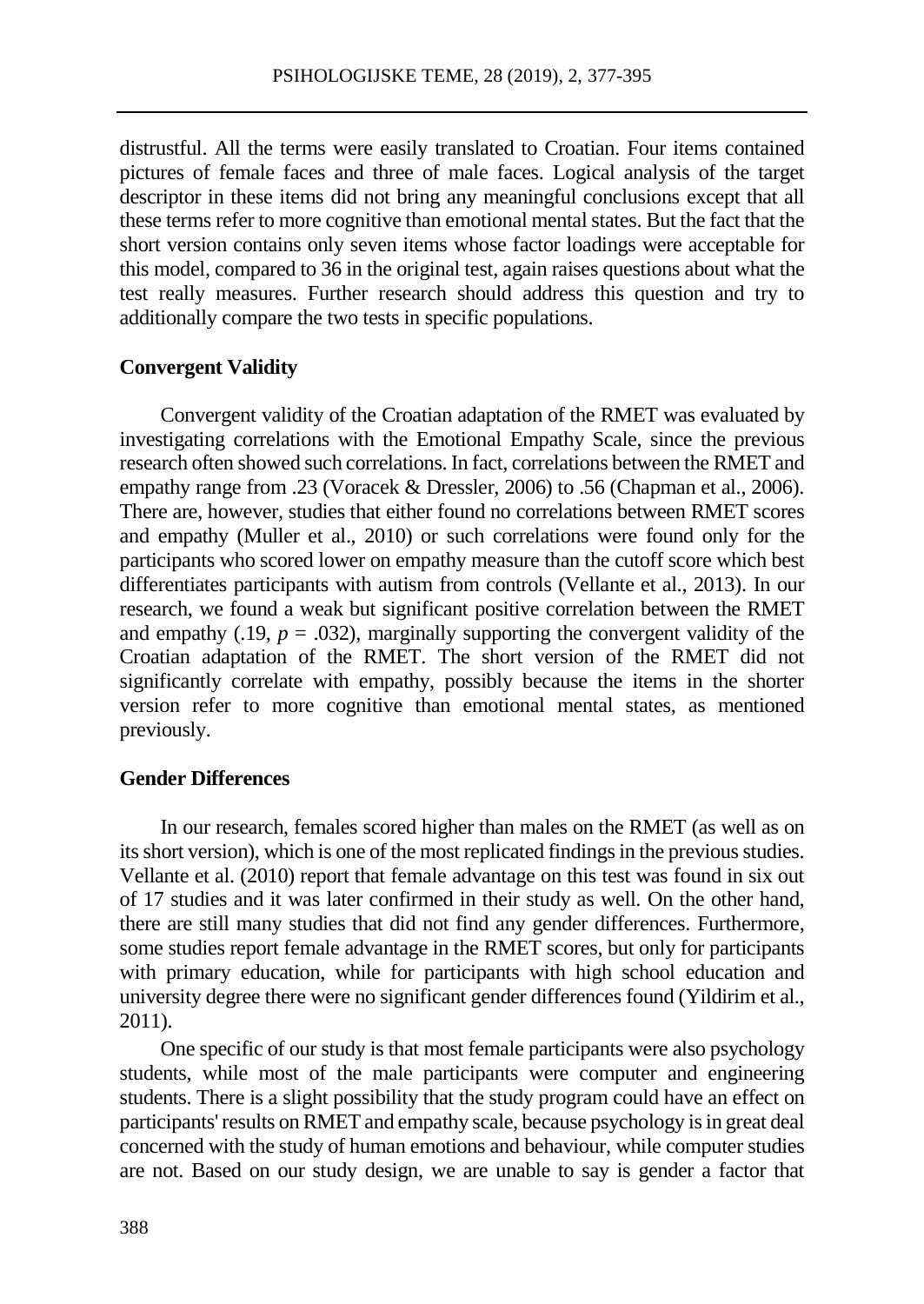distrustful. All the terms were easily translated to Croatian. Four items contained pictures of female faces and three of male faces. Logical analysis of the target descriptor in these items did not bring any meaningful conclusions except that all these terms refer to more cognitive than emotional mental states. But the fact that the short version contains only seven items whose factor loadings were acceptable for this model, compared to 36 in the original test, again raises questions about what the test really measures. Further research should address this question and try to additionally compare the two tests in specific populations.

### Convergent Validity

Convergent validity of the Croatian adaptation of the RMET was evaluated by investigating correlations with the Emotional Empathy Scale, since the previous research often showed such correlations. In fact, correlations between the RMET and empathy range from .23 (Voracek & Dressler, 2006) to .56 (Chapman et al., 2006). There are, however, studies that either found no correlations between RMET scores and empathy (Muller et al., 2010) or such correlations were found only for the participants who scored lower on empathy measure than the cutoff score which best differentiates participants with autism from controls (Vellante et al., 2013). In our research, we found a weak but significant positive correlation between the RMET and empathy (.19, $p = .032$), marginally supporting the convergent validity of the Croatian adaptation of the RMET. The short version of the RMET did not significantly correlate with empathy, possibly because the items in the shorter version refer to more cognitive than emotional mental states, as mentioned previously.

### Gender Differences

In our research, females scored higher than males on the RMET (as well as on its short version), which is one of the most replicated findings in the previous studies. Vellante et al. (2010) report that female advantage on this test was found in six out of 17 studies and it was later confirmed in their study as well. On the other hand, there are still many studies that did not find any gender differences. Furthermore, some studies report female advantage in the RMET scores, but only for participants with primary education, while for participants with high school education and university degree there were no significant gender differences found (Yildirim et al., 2011).

One specific of our study is that most female participants were also psychology students, while most of the male participants were computer and engineering students. There is a slight possibility that the study program could have an effect on participants' results on RMET and empathy scale, because psychology is in great deal concerned with the study of human emotions and behaviour, while computer studies are not. Based on our study design, we are unable to say is gender a factor that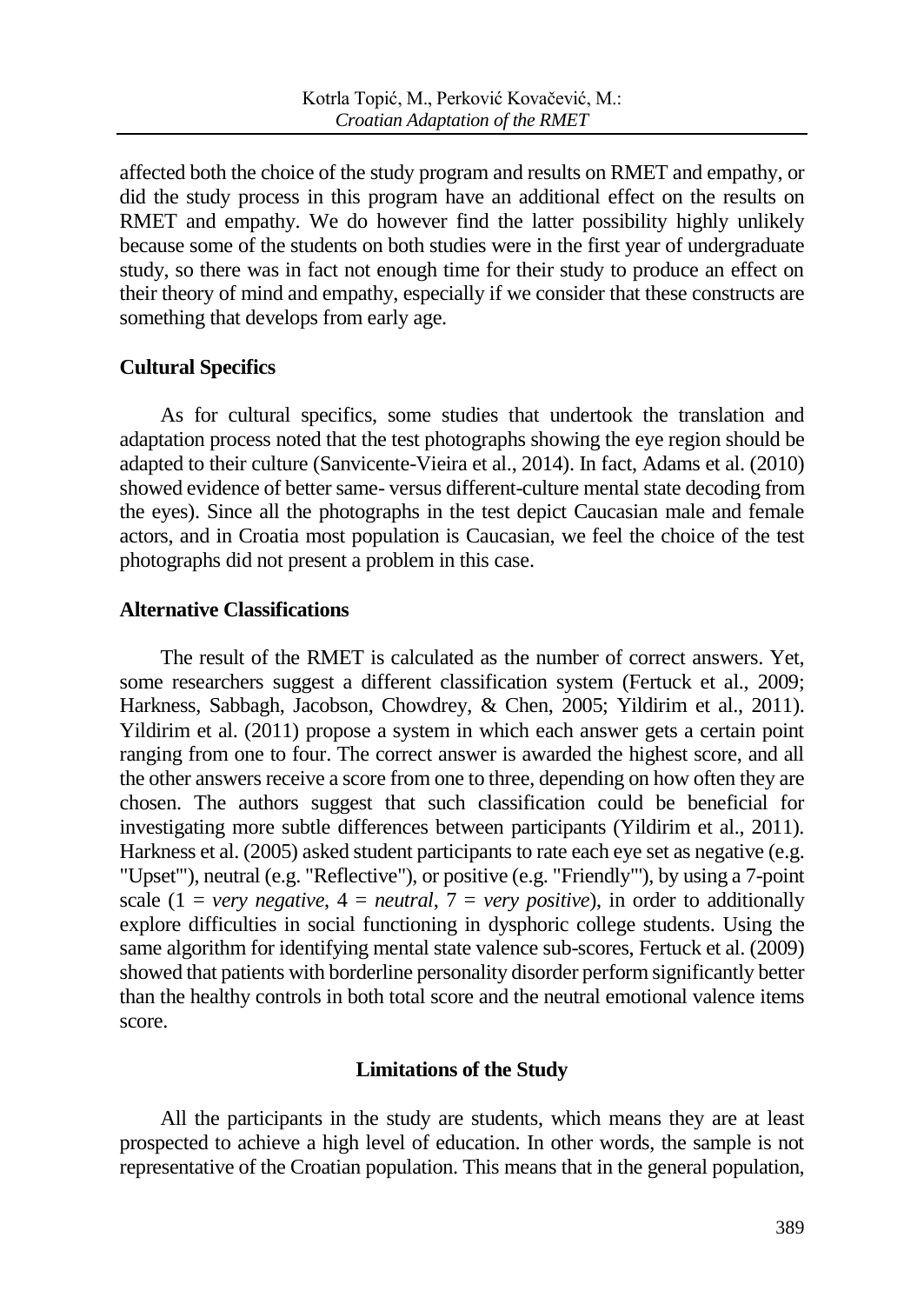affected both the choice of the study program and results on RMET and empathy, or did the study process in this program have an additional effect on the results on RMET and empathy. We do however find the latter possibility highly unlikely because some of the students on both studies were in the first year of undergraduate study, so there was in fact not enough time for their study to produce an effect on their theory of mind and empathy, especially if we consider that these constructs are something that develops from early age.

### Cultural Specifics

As for cultural specifics, some studies that undertook the translation and adaptation process noted that the test photographs showing the eye region should be adapted to their culture (Sanvicente-Vieira et al., 2014). In fact, Adams et al. (2010) showed evidence of better same- versus different-culture mental state decoding from the eyes). Since all the photographs in the test depict Caucasian male and female actors, and in Croatia most population is Caucasian, we feel the choice of the test photographs did not present a problem in this case.

### Alternative Classifications

The result of the RMET is calculated as the number of correct answers. Yet, some researchers suggest a different classification system (Fertuck et al., 2009; Harkness, Sabbagh, Jacobson, Chowdrey, & Chen, 2005; Yildirim et al., 2011). Yildirim et al. (2011) propose a system in which each answer gets a certain point ranging from one to four. The correct answer is awarded the highest score, and all the other answers receive a score from one to three, depending on how often they are chosen. The authors suggest that such classification could be beneficial for investigating more subtle differences between participants (Yildirim et al., 2011). Harkness et al. (2005) asked student participants to rate each eye set as negative (e.g. "Upset"'), neutral (e.g. "Reflective"), or positive (e.g. "Friendly"'), by using a 7-point scale (1 = *very negative*, 4 = *neutral*, 7 = *very positive*), in order to additionally explore difficulties in social functioning in dysphoric college students. Using the same algorithm for identifying mental state valence sub-scores, Fertuck et al. (2009) showed that patients with borderline personality disorder perform significantly better than the healthy controls in both total score and the neutral emotional valence items score.

## Limitations of the Study

All the participants in the study are students, which means they are at least prospected to achieve a high level of education. In other words, the sample is not representative of the Croatian population. This means that in the general population,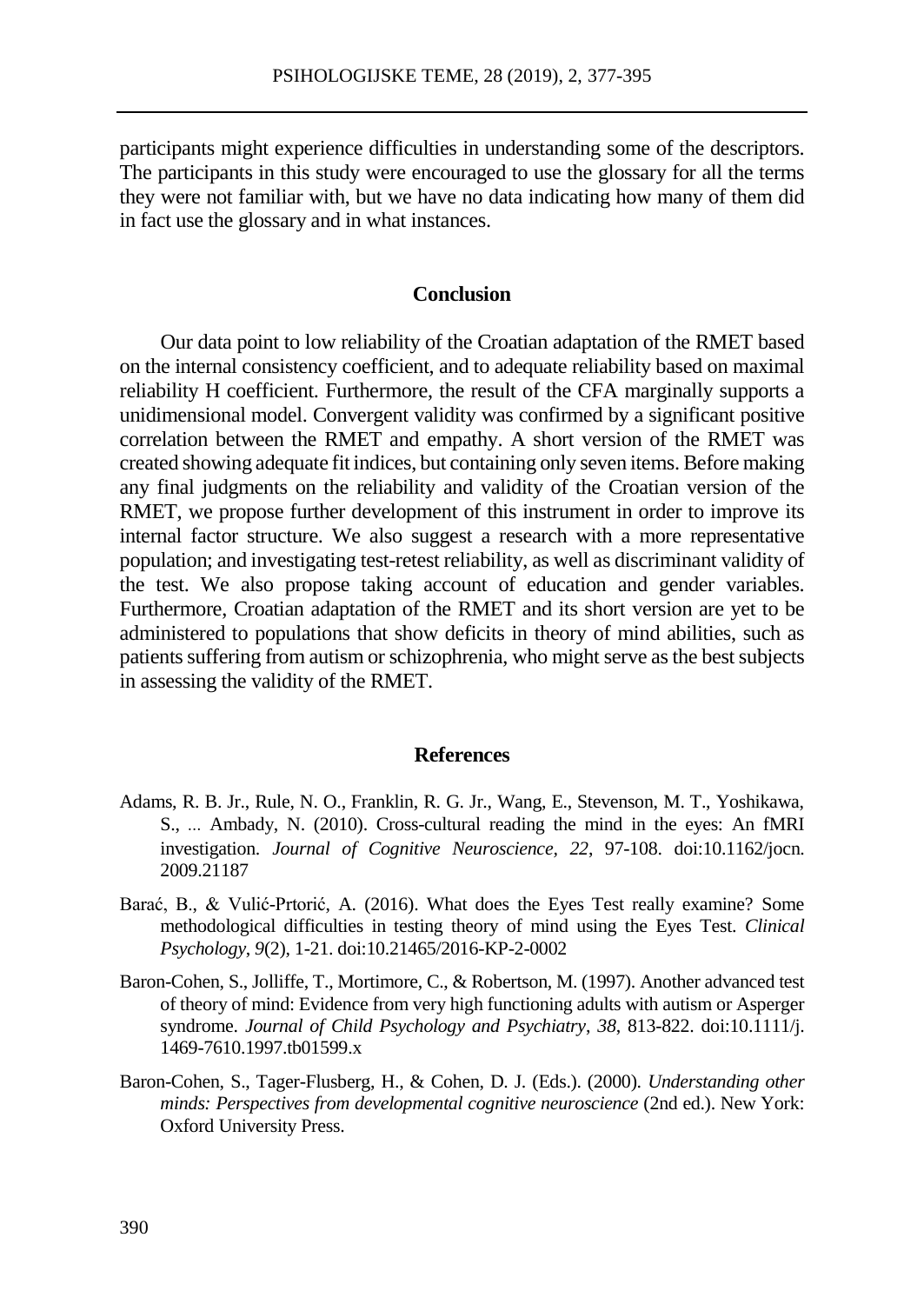participants might experience difficulties in understanding some of the descriptors. The participants in this study were encouraged to use the glossary for all the terms they were not familiar with, but we have no data indicating how many of them did in fact use the glossary and in what instances.

## Conclusion

Our data point to low reliability of the Croatian adaptation of the RMET based on the internal consistency coefficient, and to adequate reliability based on maximal reliability H coefficient. Furthermore, the result of the CFA marginally supports a unidimensional model. Convergent validity was confirmed by a significant positive correlation between the RMET and empathy. A short version of the RMET was created showing adequate fit indices, but containing only seven items. Before making any final judgments on the reliability and validity of the Croatian version of the RMET, we propose further development of this instrument in order to improve its internal factor structure. We also suggest a research with a more representative population; and investigating test-retest reliability, as well as discriminant validity of the test. We also propose taking account of education and gender variables. Furthermore, Croatian adaptation of the RMET and its short version are yet to be administered to populations that show deficits in theory of mind abilities, such as patients suffering from autism or schizophrenia, who might serve as the best subjects in assessing the validity of the RMET.

## References

Adams, R. B. Jr., Rule, N. O., Franklin, R. G. Jr., Wang, E., Stevenson, M. T., Yoshikawa, S., ... Ambady, N. (2010). Cross-cultural reading the mind in the eyes: An fMRI investigation. *Journal of Cognitive Neuroscience, 22*, 97-108. doi:10.1162/jocn.2009.21187

Barać, B., & Vulić-Prtorić, A. (2016). What does the Eyes Test really examine? Some methodological difficulties in testing theory of mind using the Eyes Test. *Clinical Psychology*, *9*(2), 1-21. doi:10.21465/2016-KP-2-0002

Baron-Cohen, S., Jolliffe, T., Mortimore, C., & Robertson, M. (1997). Another advanced test of theory of mind: Evidence from very high functioning adults with autism or Asperger syndrome. *Journal of Child Psychology and Psychiatry*, *38*, 813-822. doi:10.1111/j.1469-7610.1997.tb01599.x

Baron-Cohen, S., Tager-Flusberg, H., & Cohen, D. J. (Eds.). (2000). *Understanding other minds: Perspectives from developmental cognitive neuroscience* (2nd ed.). New York: Oxford University Press.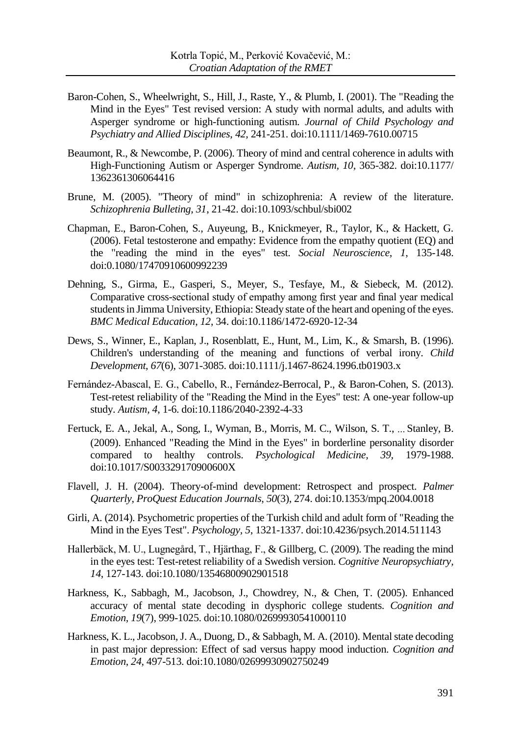Baron-Cohen, S., Wheelwright, S., Hill, J., Raste, Y., & Plumb, I. (2001). The "Reading the Mind in the Eyes" Test revised version: A study with normal adults, and adults with Asperger syndrome or high-functioning autism. *Journal of Child Psychology and Psychiatry and Allied Disciplines, 42*, 241-251. doi:10.1111/1469-7610.00715

Beaumont, R., & Newcombe, P. (2006). Theory of mind and central coherence in adults with High-Functioning Autism or Asperger Syndrome. *Autism, 10*, 365-382. doi:10.1177/1362361306064416

Brune, M. (2005). "Theory of mind" in schizophrenia: A review of the literature. *Schizophrenia Bulleting, 31*, 21-42. doi:10.1093/schbul/sbi002

Chapman, E., Baron-Cohen, S., Auyeung, B., Knickmeyer, R., Taylor, K., & Hackett, G. (2006). Fetal testosterone and empathy: Evidence from the empathy quotient (EQ) and the "reading the mind in the eyes" test. *Social Neuroscience, 1*, 135-148. doi:0.1080/17470910600992239

Dehning, S., Girma, E., Gasperi, S., Meyer, S., Tesfaye, M., & Siebeck, M. (2012). Comparative cross-sectional study of empathy among first year and final year medical students in Jimma University, Ethiopia: Steady state of the heart and opening of the eyes. *BMC Medical Education, 12*, 34. doi:10.1186/1472-6920-12-34

Dews, S., Winner, E., Kaplan, J., Rosenblatt, E., Hunt, M., Lim, K., & Smarsh, B. (1996). Children's understanding of the meaning and functions of verbal irony. *Child Development, 67*(6), 3071-3085. doi:10.1111/j.1467-8624.1996.tb01903.x

Fernández-Abascal, E. G., Cabello, R., Fernández-Berrocal, P., & Baron-Cohen, S. (2013). Test-retest reliability of the "Reading the Mind in the Eyes" test: A one-year follow-up study. *Autism, 4*, 1-6. doi:10.1186/2040-2392-4-33

Fertuck, E. A., Jekal, A., Song, I., Wyman, B., Morris, M. C., Wilson, S. T., ... Stanley, B. (2009). Enhanced "Reading the Mind in the Eyes" in borderline personality disorder compared to healthy controls. *Psychological Medicine, 39*, 1979-1988. doi:10.1017/S003329170900600X

Flavell, J. H. (2004). Theory-of-mind development: Retrospect and prospect. *Palmer Quarterly, ProQuest Education Journals, 50*(3), 274. doi:10.1353/mpq.2004.0018

Girli, A. (2014). Psychometric properties of the Turkish child and adult form of "Reading the Mind in the Eyes Test". *Psychology, 5*, 1321-1337. doi:10.4236/psych.2014.511143

Hallerbäck, M. U., Lugnegård, T., Hjärthag, F., & Gillberg, C. (2009). The reading the mind in the eyes test: Test-retest reliability of a Swedish version. *Cognitive Neuropsychiatry, 14*, 127-143. doi:10.1080/13546800902901518

Harkness, K., Sabbagh, M., Jacobson, J., Chowdrey, N., & Chen, T. (2005). Enhanced accuracy of mental state decoding in dysphoric college students. *Cognition and Emotion, 19*(7), 999-1025. doi:10.1080/02699930541000110

Harkness, K. L., Jacobson, J. A., Duong, D., & Sabbagh, M. A. (2010). Mental state decoding in past major depression: Effect of sad versus happy mood induction. *Cognition and Emotion, 24*, 497-513. doi:10.1080/02699930902750249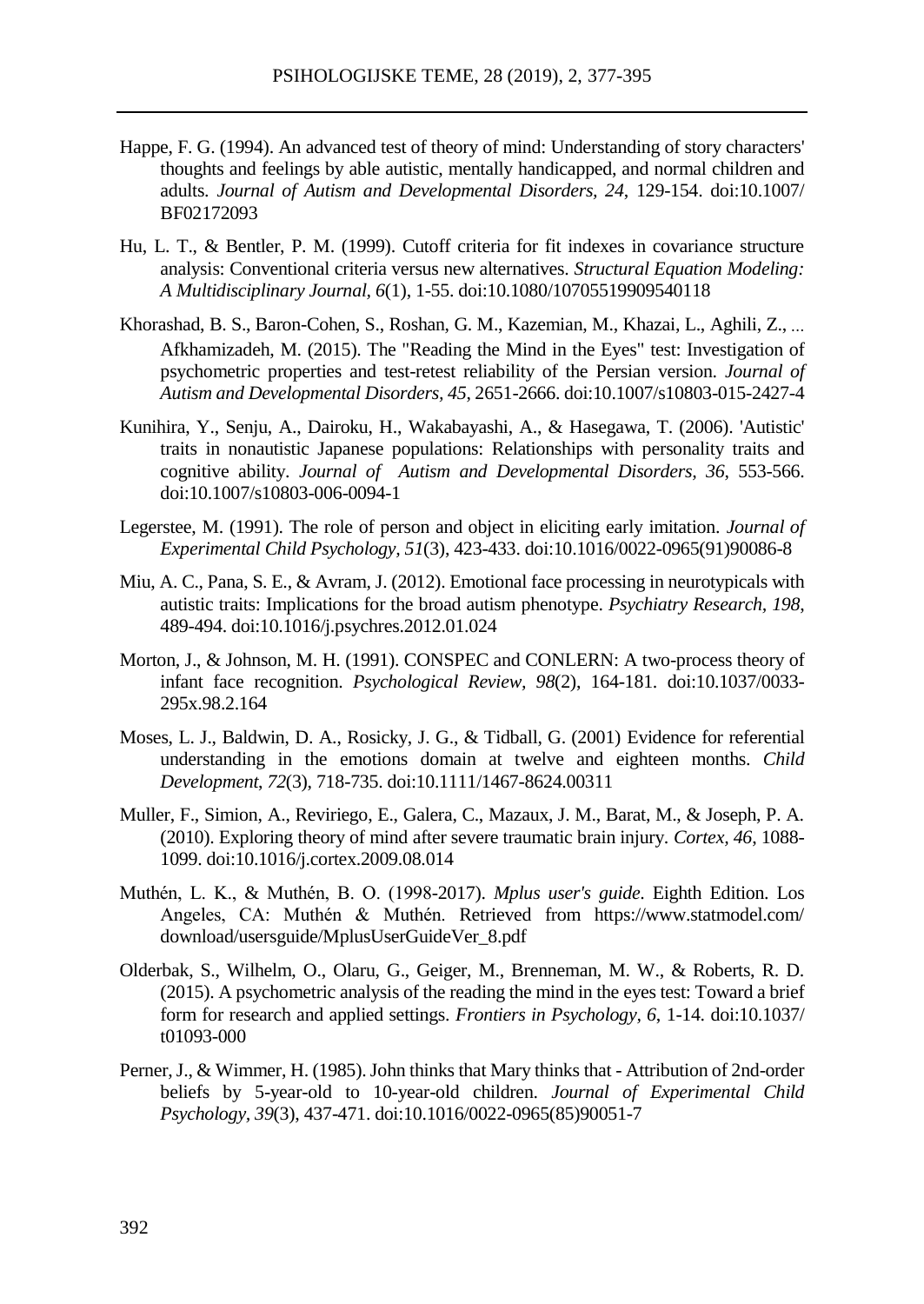Happe, F. G. (1994). An advanced test of theory of mind: Understanding of story characters' thoughts and feelings by able autistic, mentally handicapped, and normal children and adults. *Journal of Autism and Developmental Disorders*, *24*, 129-154. doi:10.1007/BF02172093

Hu, L. T., & Bentler, P. M. (1999). Cutoff criteria for fit indexes in covariance structure analysis: Conventional criteria versus new alternatives. *Structural Equation Modeling: A Multidisciplinary Journal*, *6*(1), 1-55. doi:10.1080/10705519909540118

Khorashad, B. S., Baron-Cohen, S., Roshan, G. M., Kazemian, M., Khazai, L., Aghili, Z., ... Afkhamizadeh, M. (2015). The "Reading the Mind in the Eyes" test: Investigation of psychometric properties and test-retest reliability of the Persian version. *Journal of Autism and Developmental Disorders*, *45*, 2651-2666. doi:10.1007/s10803-015-2427-4

Kunihira, Y., Senju, A., Dairoku, H., Wakabayashi, A., & Hasegawa, T. (2006). 'Autistic' traits in nonautistic Japanese populations: Relationships with personality traits and cognitive ability. *Journal of Autism and Developmental Disorders*, *36*, 553-566. doi:10.1007/s10803-006-0094-1

Legerstee, M. (1991). The role of person and object in eliciting early imitation. *Journal of Experimental Child Psychology*, *51*(3), 423-433. doi:10.1016/0022-0965(91)90086-8

Miu, A. C., Pana, S. E., & Avram, J. (2012). Emotional face processing in neurotypicals with autistic traits: Implications for the broad autism phenotype. *Psychiatry Research*, *198*, 489-494. doi:10.1016/j.psychres.2012.01.024

Morton, J., & Johnson, M. H. (1991). CONSPEC and CONLERN: A two-process theory of infant face recognition. *Psychological Review*, *98*(2), 164-181. doi:10.1037/0033-295x.98.2.164

Moses, L. J., Baldwin, D. A., Rosicky, J. G., & Tidball, G. (2001) Evidence for referential understanding in the emotions domain at twelve and eighteen months. *Child Development*, *72*(3), 718-735. doi:10.1111/1467-8624.00311

Muller, F., Simion, A., Reviriego, E., Galera, C., Mazaux, J. M., Barat, M., & Joseph, P. A. (2010). Exploring theory of mind after severe traumatic brain injury. *Cortex*, *46*, 1088-1099. doi:10.1016/j.cortex.2009.08.014

Muthén, L. K., & Muthén, B. O. (1998-2017). *Mplus user's guide*. Eighth Edition. Los Angeles, CA: Muthén & Muthén. Retrieved from https://www.statmodel.com/download/usersguide/MplusUserGuideVer_8.pdf

Olderbak, S., Wilhelm, O., Olaru, G., Geiger, M., Brenneman, M. W., & Roberts, R. D. (2015). A psychometric analysis of the reading the mind in the eyes test: Toward a brief form for research and applied settings. *Frontiers in Psychology*, *6*, 1-14. doi:10.1037/t01093-000

Perner, J., & Wimmer, H. (1985). John thinks that Mary thinks that - Attribution of 2nd-order beliefs by 5-year-old to 10-year-old children. *Journal of Experimental Child Psychology*, *39*(3), 437-471. doi:10.1016/0022-0965(85)90051-7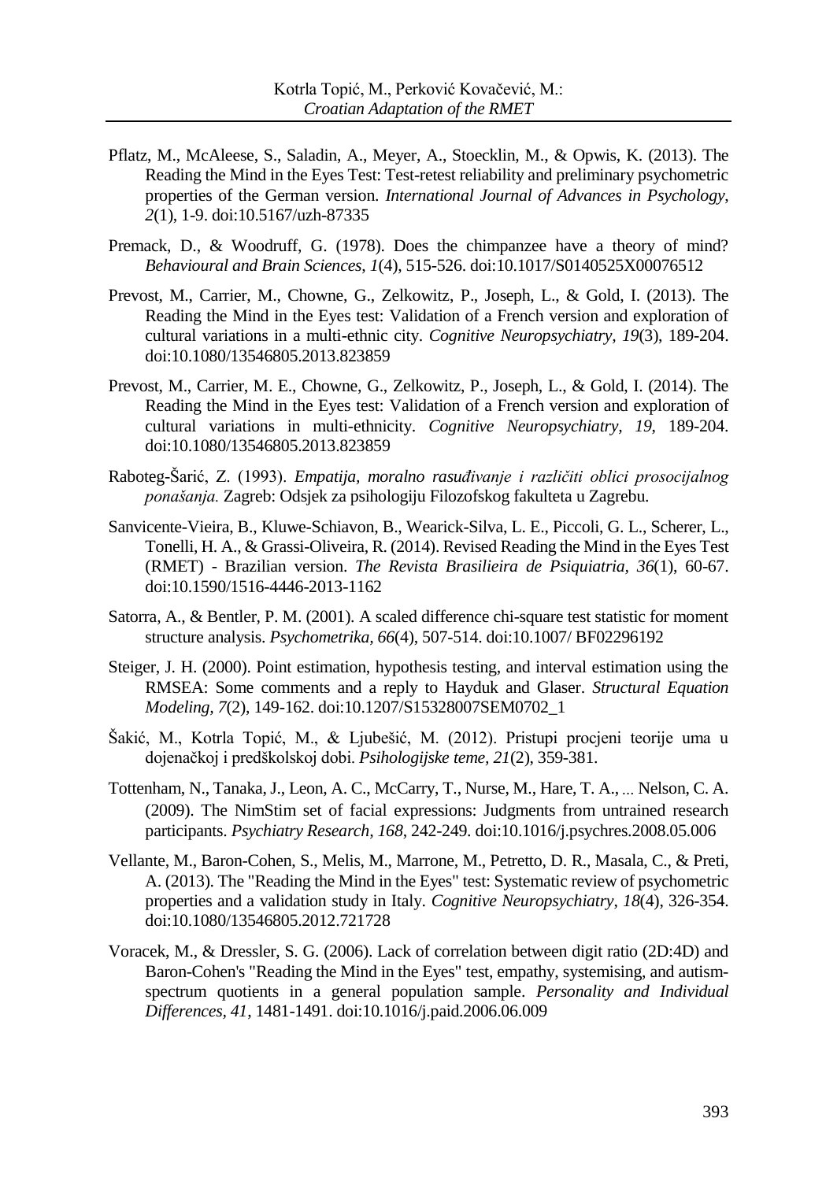Pflatz, M., McAleese, S., Saladin, A., Meyer, A., Stoecklin, M., & Opwis, K. (2013). The Reading the Mind in the Eyes Test: Test-retest reliability and preliminary psychometric properties of the German version. *International Journal of Advances in Psychology, 2*(1), 1-9. doi:10.5167/uzh-87335

Premack, D., & Woodruff, G. (1978). Does the chimpanzee have a theory of mind? *Behavioural and Brain Sciences, 1*(4), 515-526. doi:10.1017/S0140525X00076512

Prevost, M., Carrier, M., Chowne, G., Zelkowitz, P., Joseph, L., & Gold, I. (2013). The Reading the Mind in the Eyes test: Validation of a French version and exploration of cultural variations in a multi-ethnic city. *Cognitive Neuropsychiatry, 19*(3), 189-204. doi:10.1080/13546805.2013.823859

Prevost, M., Carrier, M. E., Chowne, G., Zelkowitz, P., Joseph, L., & Gold, I. (2014). The Reading the Mind in the Eyes test: Validation of a French version and exploration of cultural variations in multi-ethnicity. *Cognitive Neuropsychiatry, 19*, 189-204. doi:10.1080/13546805.2013.823859

Raboteg-Šarić, Z. (1993). *Empatija, moralno rasuđivanje i različiti oblici prosocijalnog ponašanja.* Zagreb: Odsjek za psihologiju Filozofskog fakulteta u Zagrebu.

Sanvicente-Vieira, B., Kluwe-Schiavon, B., Wearick-Silva, L. E., Piccoli, G. L., Scherer, L., Tonelli, H. A., & Grassi-Oliveira, R. (2014). Revised Reading the Mind in the Eyes Test (RMET) - Brazilian version. *The Revista Brasilieira de Psiquiatria, 36*(1), 60-67. doi:10.1590/1516-4446-2013-1162

Satorra, A., & Bentler, P. M. (2001). A scaled difference chi-square test statistic for moment structure analysis. *Psychometrika, 66*(4), 507-514. doi:10.1007/ BF02296192

Steiger, J. H. (2000). Point estimation, hypothesis testing, and interval estimation using the RMSEA: Some comments and a reply to Hayduk and Glaser. *Structural Equation Modeling, 7*(2), 149-162. doi:10.1207/S15328007SEM0702_1

Šakić, M., Kotrla Topić, M., & Ljubešić, M. (2012). Pristupi procjeni teorije uma u dojenačkoj i predškolskoj dobi. *Psihologijske teme, 21*(2), 359-381.

Tottenham, N., Tanaka, J., Leon, A. C., McCarry, T., Nurse, M., Hare, T. A., ... Nelson, C. A. (2009). The NimStim set of facial expressions: Judgments from untrained research participants. *Psychiatry Research, 168*, 242-249. doi:10.1016/j.psychres.2008.05.006

Vellante, M., Baron-Cohen, S., Melis, M., Marrone, M., Petretto, D. R., Masala, C., & Preti, A. (2013). The "Reading the Mind in the Eyes" test: Systematic review of psychometric properties and a validation study in Italy. *Cognitive Neuropsychiatry, 18*(4), 326-354. doi:10.1080/13546805.2012.721728

Voracek, M., & Dressler, S. G. (2006). Lack of correlation between digit ratio (2D:4D) and Baron-Cohen's "Reading the Mind in the Eyes" test, empathy, systemising, and autism-spectrum quotients in a general population sample. *Personality and Individual Differences, 41*, 1481-1491. doi:10.1016/j.paid.2006.06.009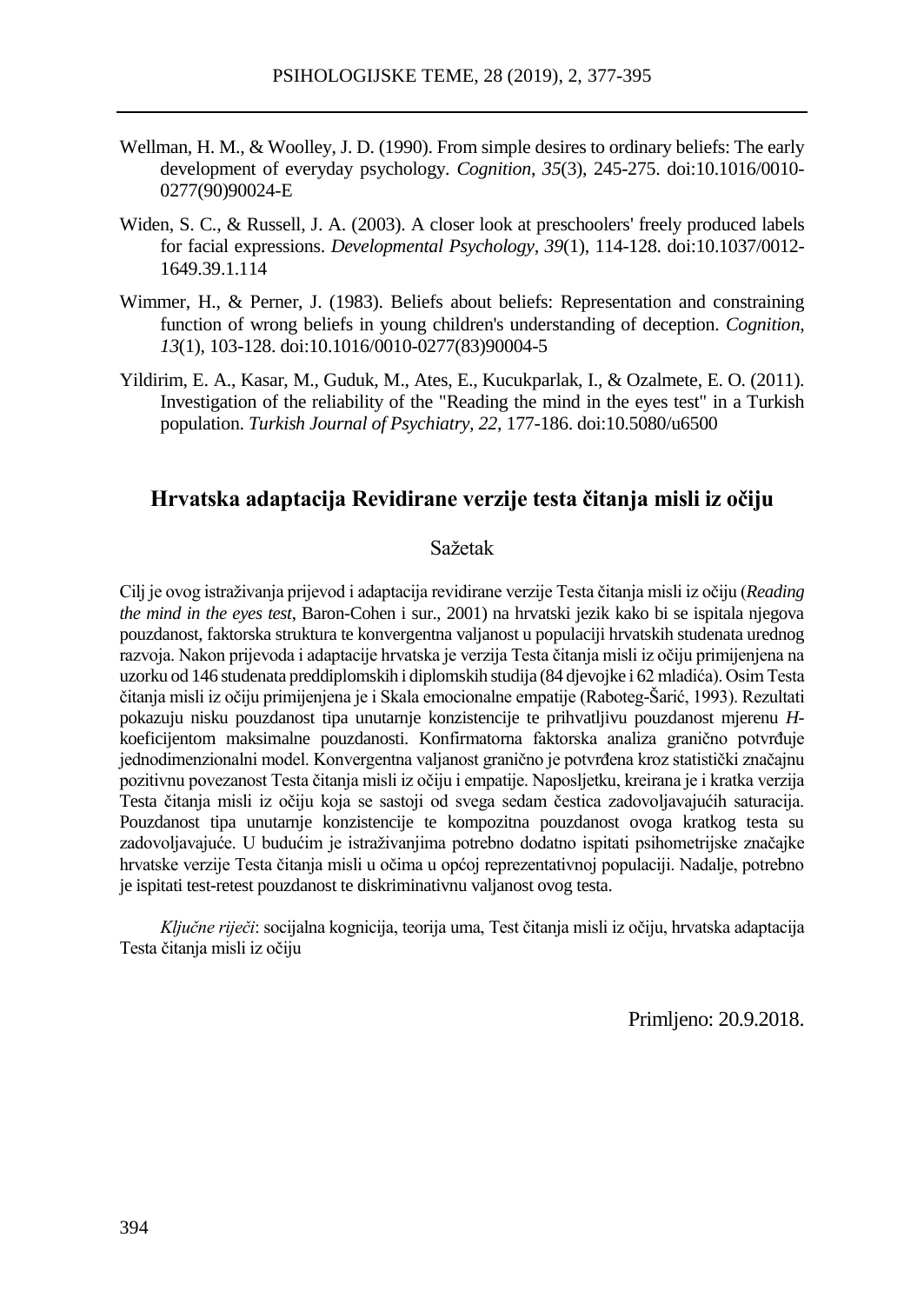Wellman, H. M., & Woolley, J. D. (1990). From simple desires to ordinary beliefs: The early development of everyday psychology. *Cognition*, *35*(3), 245-275. doi:10.1016/0010-0277(90)90024-E

Widen, S. C., & Russell, J. A. (2003). A closer look at preschoolers' freely produced labels for facial expressions. *Developmental Psychology*, *39*(1), 114-128. doi:10.1037/0012-1649.39.1.114

Wimmer, H., & Perner, J. (1983). Beliefs about beliefs: Representation and constraining function of wrong beliefs in young children's understanding of deception. *Cognition*, *13*(1), 103-128. doi:10.1016/0010-0277(83)90004-5

Yildirim, E. A., Kasar, M., Guduk, M., Ates, E., Kucukparlak, I., & Ozalmete, E. O. (2011). Investigation of the reliability of the "Reading the mind in the eyes test" in a Turkish population. *Turkish Journal of Psychiatry, 22,* 177-186. doi:10.5080/u6500

## Hrvatska adaptacija Revidirane verzije testa čitanja misli iz očiju

### Sažetak

Cilj je ovog istraživanja prijevod i adaptacija revidirane verzije Testa čitanja misli iz očiju (*Reading the mind in the eyes test*, Baron-Cohen i sur., 2001) na hrvatski jezik kako bi se ispitala njegova pouzdanost, faktorska struktura te konvergentna valjanost u populaciji hrvatskih studenata urednog razvoja. Nakon prijevoda i adaptacije hrvatska je verzija Testa čitanja misli iz očiju primijenjena na uzorku od 146 studenata preddiplomskih i diplomskih studija (84 djevojke i 62 mladića). Osim Testa čitanja misli iz očiju primijenjena je i Skala emocionalne empatije (Raboteg-Šarić, 1993). Rezultati pokazuju nisku pouzdanost tipa unutarnje konzistencije te prihvatljivu pouzdanost mjerenu *H*-koeficijentom maksimalne pouzdanosti. Konfirmatorna faktorska analiza granično potvrđuje jednodimenzionalni model. Konvergentna valjanost granično je potvrđena kroz statistički značajnu pozitivnu povezanost Testa čitanja misli iz očiju i empatije. Naposljetku, kreirana je i kratka verzija Testa čitanja misli iz očiju koja se sastoji od svega sedam čestica zadovoljavajućih saturacija. Pouzdanost tipa unutarnje konzistencije te kompozitna pouzdanost ovoga kratkog testa su zadovoljavajuće. U budućim je istraživanjima potrebno dodatno ispitati psihometrijske značajke hrvatske verzije Testa čitanja misli u očima u općoj reprezentativnoj populaciji. Nadalje, potrebno je ispitati test-retest pouzdanost te diskriminativnu valjanost ovog testa.

*Ključne riječi*: socijalna kognicija, teorija uma, Test čitanja misli iz očiju, hrvatska adaptacija Testa čitanja misli iz očiju

Primljeno: 20.9.2018.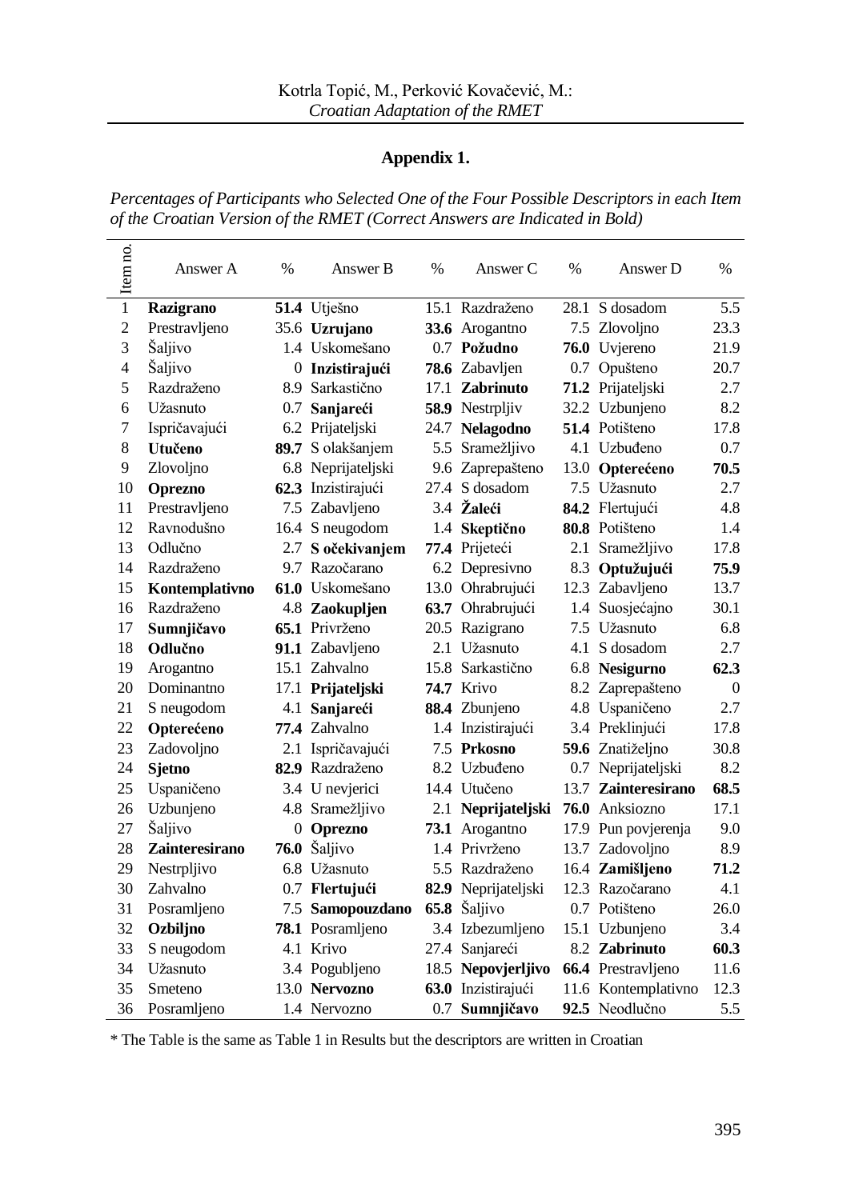## Appendix 1.

*Percentages of Participants who Selected One of the Four Possible Descriptors in each Item of the Croatian Version of the RMET (Correct Answers are Indicated in Bold)*

| Item no. | Answer A | % | Answer B | % | Answer C | % | Answer D | % |
|---|---|---|---|---|---|---|---|---|
| 1 | **Razigrano** | **51.4** | Utješno | 15.1 | Razdraženo | 28.1 | S dosadom | 5.5 |
| 2 | Prestravljeno | 35.6 | **Uzrujano** | **33.6** | Arogantno | 7.5 | Zlovoljno | 23.3 |
| 3 | Šaljivo | 1.4 | Uskomešano | 0.7 | **Požudno** | **76.0** | Uvjereno | 21.9 |
| 4 | Šaljivo | 0 | **Inzistirajući** | **78.6** | Zabavljen | 0.7 | Opušteno | 20.7 |
| 5 | Razdraženo | 8.9 | Sarkastično | 17.1 | **Zabrinuto** | **71.2** | Prijateljski | 2.7 |
| 6 | Užasnuto | 0.7 | **Sanjareći** | **58.9** | Nestrpljiv | 32.2 | Uzbunjeno | 8.2 |
| 7 | Ispričavajući | 6.2 | Prijateljski | 24.7 | **Nelagodno** | **51.4** | Potišteno | 17.8 |
| 8 | **Utučeno** | **89.7** | S olakšanjem | 5.5 | Sramežljivo | 4.1 | Uzbuđeno | 0.7 |
| 9 | Zlovoljno | 6.8 | Neprijateljski | 9.6 | Zaprepašteno | 13.0 | **Opterećeno** | **70.5** |
| 10 | **Oprezno** | **62.3** | Inzistirajući | 27.4 | S dosadom | 7.5 | Užasnuto | 2.7 |
| 11 | Prestravljeno | 7.5 | Zabavljeno | 3.4 | **Žaleći** | **84.2** | Flertujući | 4.8 |
| 12 | Ravnodušno | 16.4 | S neugodom | 1.4 | **Skeptično** | **80.8** | Potišteno | 1.4 |
| 13 | Odlučno | 2.7 | **S očekivanjem** | **77.4** | Prijeteći | 2.1 | Sramežljivo | 17.8 |
| 14 | Razdraženo | 9.7 | Razočarano | 6.2 | Depresivno | 8.3 | **Optužujući** | **75.9** |
| 15 | **Kontemplativno** | **61.0** | Uskomešano | 13.0 | Ohrabrujući | 12.3 | Zabavljeno | 13.7 |
| 16 | Razdraženo | 4.8 | **Zaokupljen** | **63.7** | Ohrabrujući | 1.4 | Suosjećajno | 30.1 |
| 17 | **Sumnjičavo** | **65.1** | Privrženo | 20.5 | Razigrano | 7.5 | Užasnuto | 6.8 |
| 18 | **Odlučno** | **91.1** | Zabavljeno | 2.1 | Užasnuto | 4.1 | S dosadom | 2.7 |
| 19 | Arogantno | 15.1 | Zahvalno | 15.8 | Sarkastično | 6.8 | **Nesigurno** | **62.3** |
| 20 | Dominantno | 17.1 | **Prijateljski** | **74.7** | Krivo | 8.2 | Zaprepašteno | 0 |
| 21 | S neugodom | 4.1 | **Sanjareći** | **88.4** | Zbunjeno | 4.8 | Uspaničeno | 2.7 |
| 22 | **Opterećeno** | **77.4** | Zahvalno | 1.4 | Inzistirajući | 3.4 | Preklinjući | 17.8 |
| 23 | Zadovoljno | 2.1 | Ispričavajući | 7.5 | **Prkosno** | **59.6** | Znatiželjno | 30.8 |
| 24 | **Sjetno** | **82.9** | Razdraženo | 8.2 | Uzbuđeno | 0.7 | Neprijateljski | 8.2 |
| 25 | Uspaničeno | 3.4 | U nevjerici | 14.4 | Utučeno | 13.7 | **Zainteresirano** | **68.5** |
| 26 | Uzbunjeno | 4.8 | Sramežljivo | 2.1 | **Neprijateljski** | **76.0** | Anksiozno | 17.1 |
| 27 | Šaljivo | 0 | **Oprezno** | **73.1** | Arogantno | 17.9 | Pun povjerenja | 9.0 |
| 28 | **Zainteresirano** | **76.0** | Šaljivo | 1.4 | Privrženo | 13.7 | Zadovoljno | 8.9 |
| 29 | Nestrpljivo | 6.8 | Užasnuto | 5.5 | Razdraženo | 16.4 | **Zamišljeno** | **71.2** |
| 30 | Zahvalno | 0.7 | **Flertujući** | **82.9** | Neprijateljski | 12.3 | Razočarano | 4.1 |
| 31 | Posramljeno | 7.5 | **Samopouzdano** | **65.8** | Šaljivo | 0.7 | Potišteno | 26.0 |
| 32 | **Ozbiljno** | **78.1** | Posramljeno | 3.4 | Izbezumljeno | 15.1 | Uzbunjeno | 3.4 |
| 33 | S neugodom | 4.1 | Krivo | 27.4 | Sanjareći | 8.2 | **Zabrinuto** | **60.3** |
| 34 | Užasnuto | 3.4 | Pogubljeno | 18.5 | **Nepovjerljivo** | **66.4** | Prestravljeno | 11.6 |
| 35 | Smeteno | 13.0 | **Nervozno** | **63.0** | Inzistirajući | 11.6 | Kontemplativno | 12.3 |
| 36 | Posramljeno | 1.4 | Nervozno | 0.7 | **Sumnjičavo** | **92.5** | Neodlučno | 5.5 |

\* The Table is the same as Table 1 in Results but the descriptors are written in Croatian